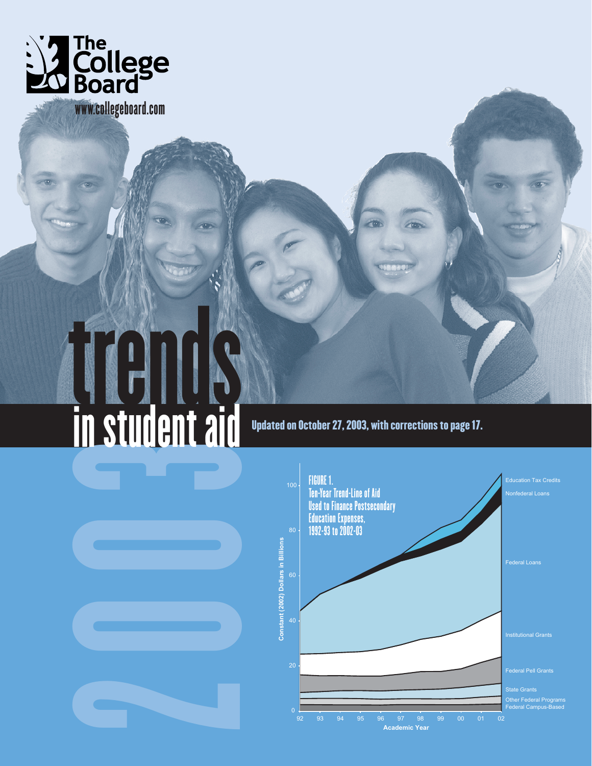The College Board

www.collegeboard.com

# trends in student aid 2003

Updated on October 27, 2003, with corrections to page 17.

FIGURE 1.
Ten-Year Trend-Line of Aid Used to Finance Postsecondary Education Expenses, 1992-93 to 2002-03

Constant (2002) Dollars in Billions

Academic Year

Education Tax Credits
Nonfederal Loans
Federal Loans
Institutional Grants
Federal Pell Grants
State Grants
Other Federal Programs
Federal Campus-Based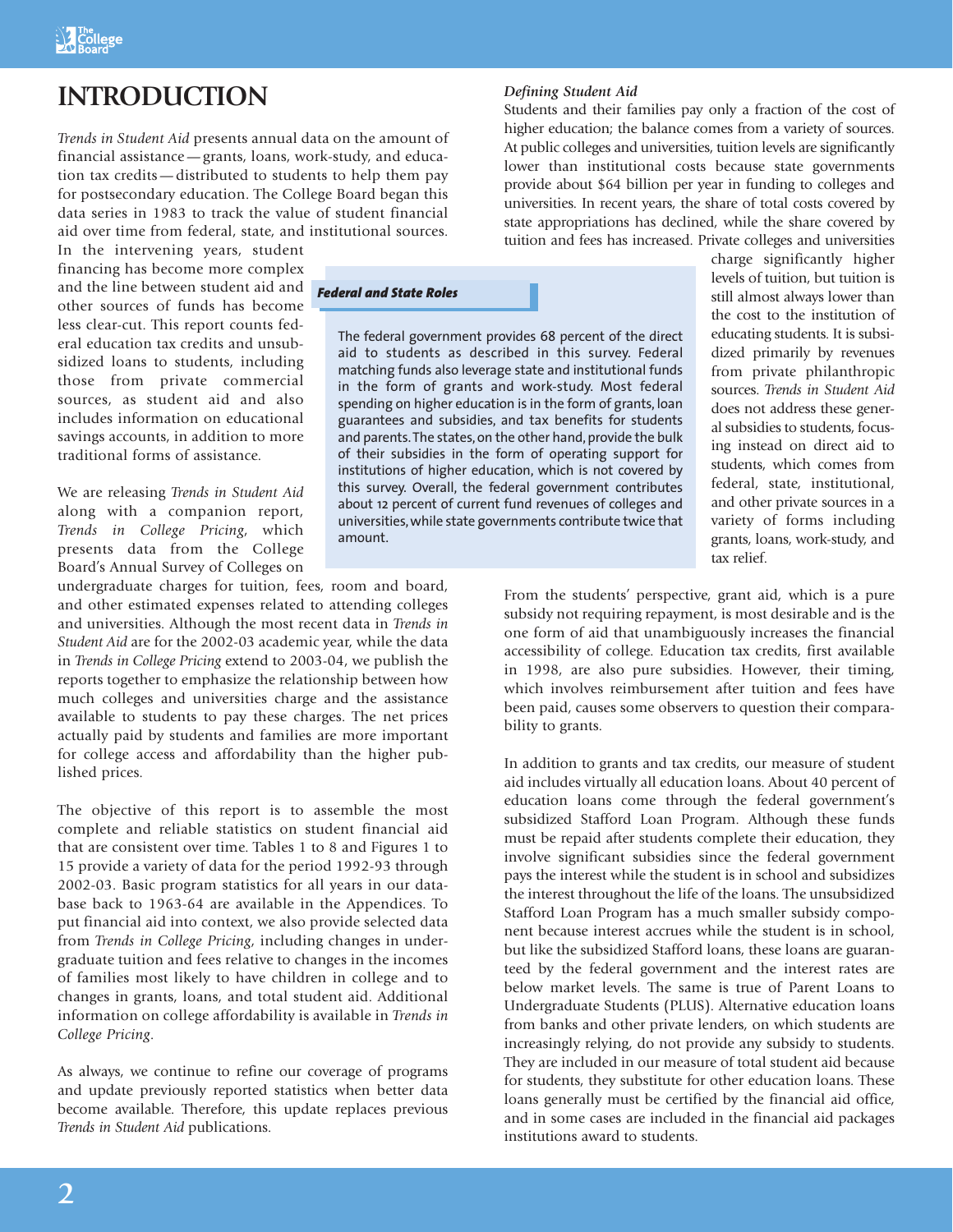# INTRODUCTION

*Trends in Student Aid* presents annual data on the amount of financial assistance — grants, loans, work-study, and education tax credits — distributed to students to help them pay for postsecondary education. The College Board began this data series in 1983 to track the value of student financial aid over time from federal, state, and institutional sources. In the intervening years, student financing has become more complex and the line between student aid and other sources of funds has become less clear-cut. This report counts federal education tax credits and unsubsidized loans to students, including those from private commercial sources, as student aid and also includes information on educational savings accounts, in addition to more traditional forms of assistance.

We are releasing *Trends in Student Aid* along with a companion report, *Trends in College Pricing*, which presents data from the College Board's Annual Survey of Colleges on undergraduate charges for tuition, fees, room and board, and other estimated expenses related to attending colleges and universities. Although the most recent data in *Trends in Student Aid* are for the 2002-03 academic year, while the data in *Trends in College Pricing* extend to 2003-04, we publish the reports together to emphasize the relationship between how much colleges and universities charge and the assistance available to students to pay these charges. The net prices actually paid by students and families are more important for college access and affordability than the higher published prices.

The objective of this report is to assemble the most complete and reliable statistics on student financial aid that are consistent over time. Tables 1 to 8 and Figures 1 to 15 provide a variety of data for the period 1992-93 through 2002-03. Basic program statistics for all years in our database back to 1963-64 are available in the Appendices. To put financial aid into context, we also provide selected data from *Trends in College Pricing*, including changes in undergraduate tuition and fees relative to changes in the incomes of families most likely to have children in college and to changes in grants, loans, and total student aid. Additional information on college affordability is available in *Trends in College Pricing*.

As always, we continue to refine our coverage of programs and update previously reported statistics when better data become available. Therefore, this update replaces previous *Trends in Student Aid* publications.

### *Federal and State Roles*

The federal government provides 68 percent of the direct aid to students as described in this survey. Federal matching funds also leverage state and institutional funds in the form of grants and work-study. Most federal spending on higher education is in the form of grants, loan guarantees and subsidies, and tax benefits for students and parents. The states, on the other hand, provide the bulk of their subsidies in the form of operating support for institutions of higher education, which is not covered by this survey. Overall, the federal government contributes about 12 percent of current fund revenues of colleges and universities, while state governments contribute twice that amount.

### *Defining Student Aid*

Students and their families pay only a fraction of the cost of higher education; the balance comes from a variety of sources. At public colleges and universities, tuition levels are significantly lower than institutional costs because state governments provide about $64 billion per year in funding to colleges and universities. In recent years, the share of total costs covered by state appropriations has declined, while the share covered by tuition and fees has increased. Private colleges and universities charge significantly higher levels of tuition, but tuition is still almost always lower than the cost to the institution of educating students. It is subsidized primarily by revenues from private philanthropic sources. *Trends in Student Aid* does not address these general subsidies to students, focusing instead on direct aid to students, which comes from federal, state, institutional, and other private sources in a variety of forms including grants, loans, work-study, and tax relief.

From the students' perspective, grant aid, which is a pure subsidy not requiring repayment, is most desirable and is the one form of aid that unambiguously increases the financial accessibility of college. Education tax credits, first available in 1998, are also pure subsidies. However, their timing, which involves reimbursement after tuition and fees have been paid, causes some observers to question their comparability to grants.

In addition to grants and tax credits, our measure of student aid includes virtually all education loans. About 40 percent of education loans come through the federal government's subsidized Stafford Loan Program. Although these funds must be repaid after students complete their education, they involve significant subsidies since the federal government pays the interest while the student is in school and subsidizes the interest throughout the life of the loans. The unsubsidized Stafford Loan Program has a much smaller subsidy component because interest accrues while the student is in school, but like the subsidized Stafford loans, these loans are guaranteed by the federal government and the interest rates are below market levels. The same is true of Parent Loans to Undergraduate Students (PLUS). Alternative education loans from banks and other private lenders, on which students are increasingly relying, do not provide any subsidy to students. They are included in our measure of total student aid because for students, they substitute for other education loans. These loans generally must be certified by the financial aid office, and in some cases are included in the financial aid packages institutions award to students.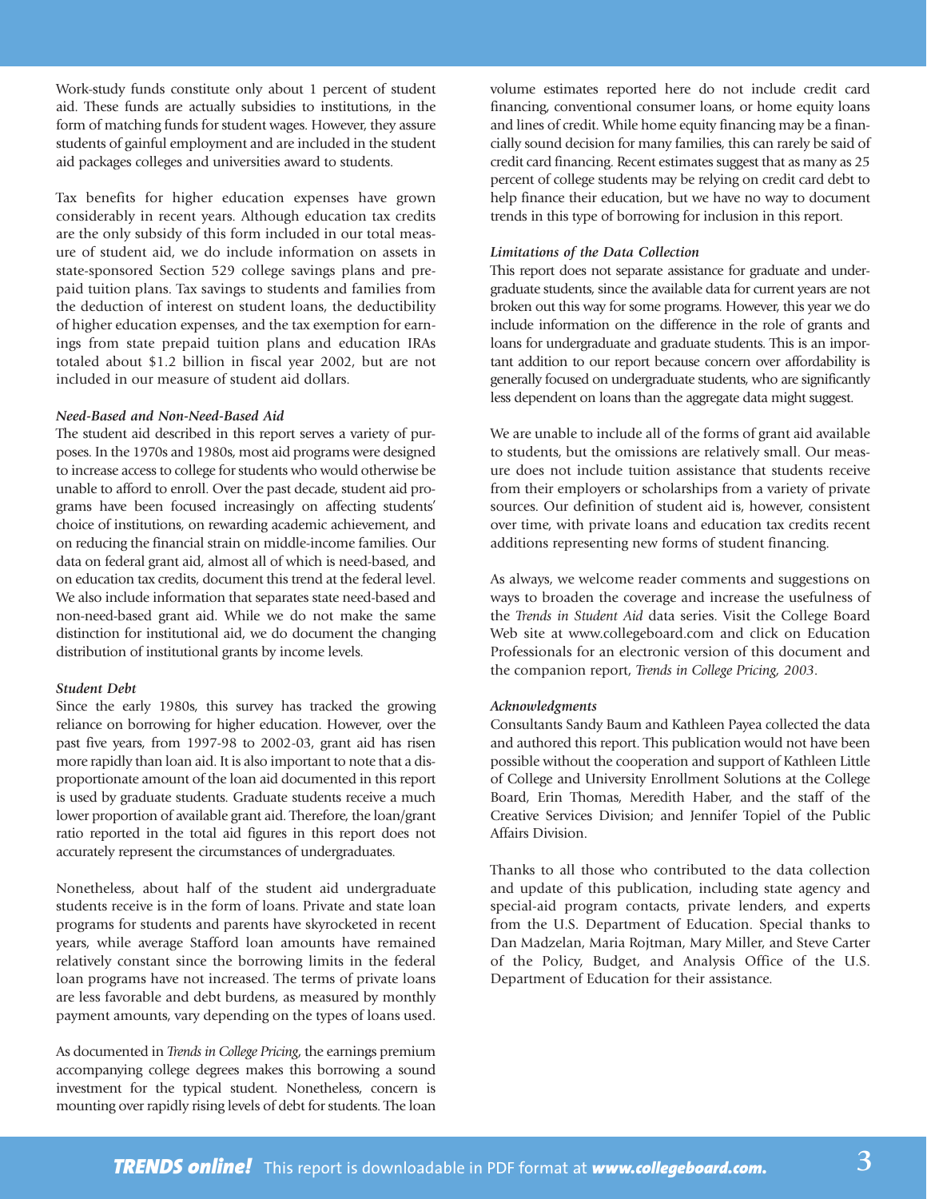Work-study funds constitute only about 1 percent of student aid. These funds are actually subsidies to institutions, in the form of matching funds for student wages. However, they assure students of gainful employment and are included in the student aid packages colleges and universities award to students.

Tax benefits for higher education expenses have grown considerably in recent years. Although education tax credits are the only subsidy of this form included in our total measure of student aid, we do include information on assets in state-sponsored Section 529 college savings plans and prepaid tuition plans. Tax savings to students and families from the deduction of interest on student loans, the deductibility of higher education expenses, and the tax exemption for earnings from state prepaid tuition plans and education IRAs totaled about $1.2 billion in fiscal year 2002, but are not included in our measure of student aid dollars.

***Need-Based and Non-Need-Based Aid***

The student aid described in this report serves a variety of purposes. In the 1970s and 1980s, most aid programs were designed to increase access to college for students who would otherwise be unable to afford to enroll. Over the past decade, student aid programs have been focused increasingly on affecting students' choice of institutions, on rewarding academic achievement, and on reducing the financial strain on middle-income families. Our data on federal grant aid, almost all of which is need-based, and on education tax credits, document this trend at the federal level. We also include information that separates state need-based and non-need-based grant aid. While we do not make the same distinction for institutional aid, we do document the changing distribution of institutional grants by income levels.

***Student Debt***

Since the early 1980s, this survey has tracked the growing reliance on borrowing for higher education. However, over the past five years, from 1997-98 to 2002-03, grant aid has risen more rapidly than loan aid. It is also important to note that a disproportionate amount of the loan aid documented in this report is used by graduate students. Graduate students receive a much lower proportion of available grant aid. Therefore, the loan/grant ratio reported in the total aid figures in this report does not accurately represent the circumstances of undergraduates.

Nonetheless, about half of the student aid undergraduate students receive is in the form of loans. Private and state loan programs for students and parents have skyrocketed in recent years, while average Stafford loan amounts have remained relatively constant since the borrowing limits in the federal loan programs have not increased. The terms of private loans are less favorable and debt burdens, as measured by monthly payment amounts, vary depending on the types of loans used.

As documented in *Trends in College Pricing*, the earnings premium accompanying college degrees makes this borrowing a sound investment for the typical student. Nonetheless, concern is mounting over rapidly rising levels of debt for students. The loan volume estimates reported here do not include credit card financing, conventional consumer loans, or home equity loans and lines of credit. While home equity financing may be a financially sound decision for many families, this can rarely be said of credit card financing. Recent estimates suggest that as many as 25 percent of college students may be relying on credit card debt to help finance their education, but we have no way to document trends in this type of borrowing for inclusion in this report.

***Limitations of the Data Collection***

This report does not separate assistance for graduate and undergraduate students, since the available data for current years are not broken out this way for some programs. However, this year we do include information on the difference in the role of grants and loans for undergraduate and graduate students. This is an important addition to our report because concern over affordability is generally focused on undergraduate students, who are significantly less dependent on loans than the aggregate data might suggest.

We are unable to include all of the forms of grant aid available to students, but the omissions are relatively small. Our measure does not include tuition assistance that students receive from their employers or scholarships from a variety of private sources. Our definition of student aid is, however, consistent over time, with private loans and education tax credits recent additions representing new forms of student financing.

As always, we welcome reader comments and suggestions on ways to broaden the coverage and increase the usefulness of the *Trends in Student Aid* data series. Visit the College Board Web site at www.collegeboard.com and click on Education Professionals for an electronic version of this document and the companion report, *Trends in College Pricing, 2003*.

***Acknowledgments***

Consultants Sandy Baum and Kathleen Payea collected the data and authored this report. This publication would not have been possible without the cooperation and support of Kathleen Little of College and University Enrollment Solutions at the College Board, Erin Thomas, Meredith Haber, and the staff of the Creative Services Division; and Jennifer Topiel of the Public Affairs Division.

Thanks to all those who contributed to the data collection and update of this publication, including state agency and special-aid program contacts, private lenders, and experts from the U.S. Department of Education. Special thanks to Dan Madzelan, Maria Rojtman, Mary Miller, and Steve Carter of the Policy, Budget, and Analysis Office of the U.S. Department of Education for their assistance.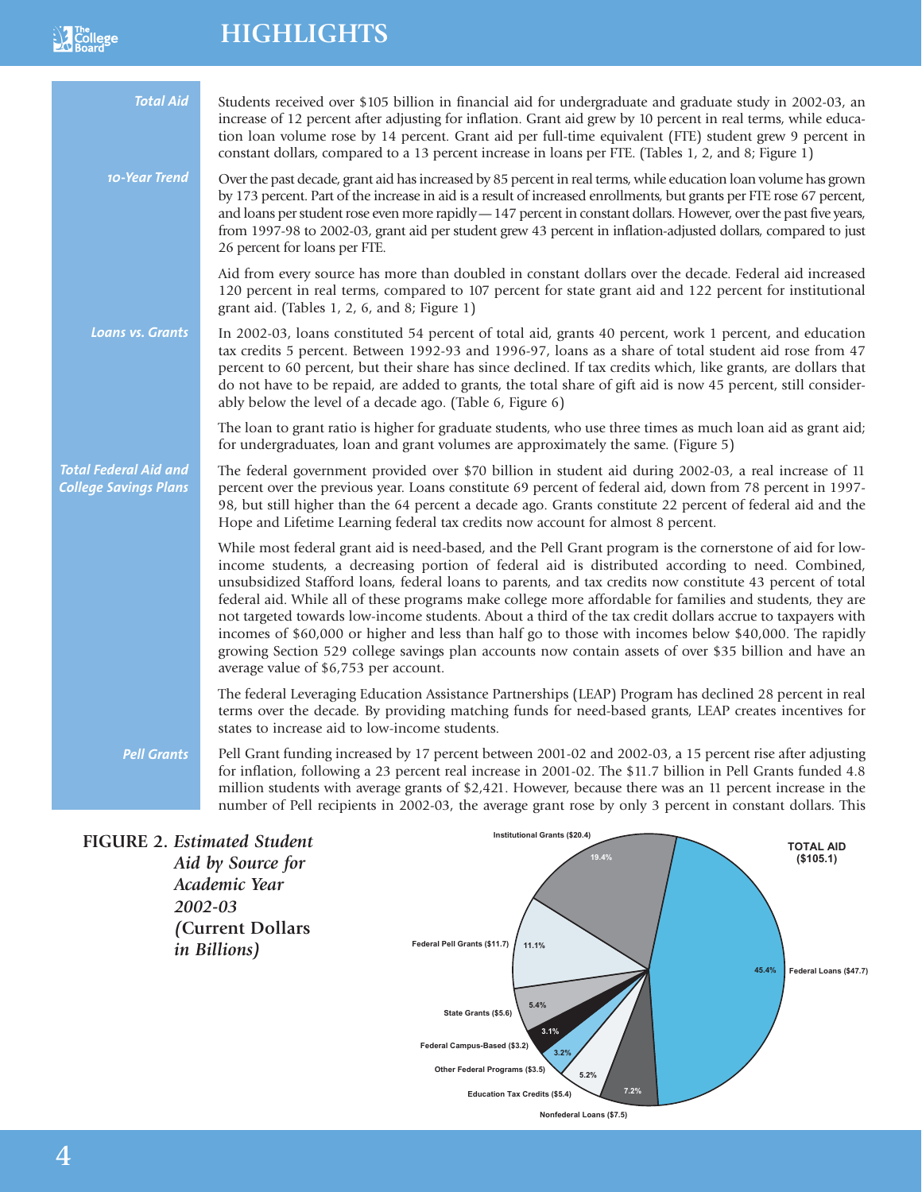# HIGHLIGHTS

**Total Aid**

Students received over $105 billion in financial aid for undergraduate and graduate study in 2002-03, an increase of 12 percent after adjusting for inflation. Grant aid grew by 10 percent in real terms, while education loan volume rose by 14 percent. Grant aid per full-time equivalent (FTE) student grew 9 percent in constant dollars, compared to a 13 percent increase in loans per FTE. (Tables 1, 2, and 8; Figure 1)

**10-Year Trend**

Over the past decade, grant aid has increased by 85 percent in real terms, while education loan volume has grown by 173 percent. Part of the increase in aid is a result of increased enrollments, but grants per FTE rose 67 percent, and loans per student rose even more rapidly — 147 percent in constant dollars. However, over the past five years, from 1997-98 to 2002-03, grant aid per student grew 43 percent in inflation-adjusted dollars, compared to just 26 percent for loans per FTE.

Aid from every source has more than doubled in constant dollars over the decade. Federal aid increased 120 percent in real terms, compared to 107 percent for state grant aid and 122 percent for institutional grant aid. (Tables 1, 2, 6, and 8; Figure 1)

**Loans vs. Grants**

In 2002-03, loans constituted 54 percent of total aid, grants 40 percent, work 1 percent, and education tax credits 5 percent. Between 1992-93 and 1996-97, loans as a share of total student aid rose from 47 percent to 60 percent, but their share has since declined. If tax credits which, like grants, are dollars that do not have to be repaid, are added to grants, the total share of gift aid is now 45 percent, still considerably below the level of a decade ago. (Table 6, Figure 6)

The loan to grant ratio is higher for graduate students, who use three times as much loan aid as grant aid; for undergraduates, loan and grant volumes are approximately the same. (Figure 5)

**Total Federal Aid and College Savings Plans**

The federal government provided over $70 billion in student aid during 2002-03, a real increase of 11 percent over the previous year. Loans constitute 69 percent of federal aid, down from 78 percent in 1997-98, but still higher than the 64 percent a decade ago. Grants constitute 22 percent of federal aid and the Hope and Lifetime Learning federal tax credits now account for almost 8 percent.

While most federal grant aid is need-based, and the Pell Grant program is the cornerstone of aid for low-income students, a decreasing portion of federal aid is distributed according to need. Combined, unsubsidized Stafford loans, federal loans to parents, and tax credits now constitute 43 percent of total federal aid. While all of these programs make college more affordable for families and students, they are not targeted towards low-income students. About a third of the tax credit dollars accrue to taxpayers with incomes of $60,000 or higher and less than half go to those with incomes below $40,000. The rapidly growing Section 529 college savings plan accounts now contain assets of over $35 billion and have an average value of $6,753 per account.

The federal Leveraging Education Assistance Partnerships (LEAP) Program has declined 28 percent in real terms over the decade. By providing matching funds for need-based grants, LEAP creates incentives for states to increase aid to low-income students.

**Pell Grants**

Pell Grant funding increased by 17 percent between 2001-02 and 2002-03, a 15 percent rise after adjusting for inflation, following a 23 percent real increase in 2001-02. The $11.7 billion in Pell Grants funded 4.8 million students with average grants of $2,421. However, because there was an 11 percent increase in the number of Pell recipients in 2002-03, the average grant rose by only 3 percent in constant dollars. This

**FIGURE 2.** *Estimated Student Aid by Source for Academic Year 2002-03 (Current Dollars in Billions)*

TOTAL AID ($105.1)

| Source | Amount | Share |
|---|---|---|
| Federal Loans | $47.7 | 45.4% |
| Institutional Grants | $20.4 | 19.4% |
| Federal Pell Grants | $11.7 | 11.1% |
| Nonfederal Loans | $7.5 | 7.2% |
| State Grants | $5.6 | 5.4% |
| Education Tax Credits | $5.4 | 5.2% |
| Other Federal Programs | $3.5 | 3.2% |
| Federal Campus-Based | $3.2 | 3.1% |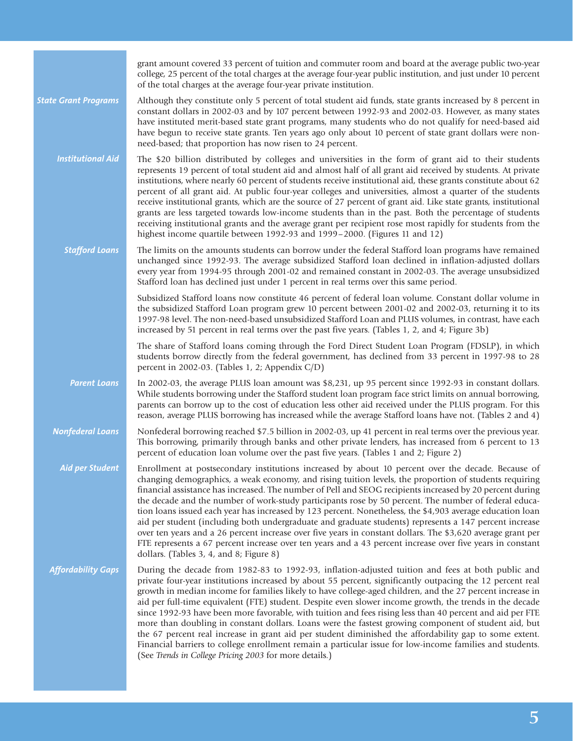grant amount covered 33 percent of tuition and commuter room and board at the average public two-year college, 25 percent of the total charges at the average four-year public institution, and just under 10 percent of the total charges at the average four-year private institution.

### State Grant Programs

Although they constitute only 5 percent of total student aid funds, state grants increased by 8 percent in constant dollars in 2002-03 and by 107 percent between 1992-93 and 2002-03. However, as many states have instituted merit-based state grant programs, many students who do not qualify for need-based aid have begun to receive state grants. Ten years ago only about 10 percent of state grant dollars were non-need-based; that proportion has now risen to 24 percent.

### Institutional Aid

The $20 billion distributed by colleges and universities in the form of grant aid to their students represents 19 percent of total student aid and almost half of all grant aid received by students. At private institutions, where nearly 60 percent of students receive institutional aid, these grants constitute about 62 percent of all grant aid. At public four-year colleges and universities, almost a quarter of the students receive institutional grants, which are the source of 27 percent of grant aid. Like state grants, institutional grants are less targeted towards low-income students than in the past. Both the percentage of students receiving institutional grants and the average grant per recipient rose most rapidly for students from the highest income quartile between 1992-93 and 1999–2000. (Figures 11 and 12)

### Stafford Loans

The limits on the amounts students can borrow under the federal Stafford loan programs have remained unchanged since 1992-93. The average subsidized Stafford loan declined in inflation-adjusted dollars every year from 1994-95 through 2001-02 and remained constant in 2002-03. The average unsubsidized Stafford loan has declined just under 1 percent in real terms over this same period.

Subsidized Stafford loans now constitute 46 percent of federal loan volume. Constant dollar volume in the subsidized Stafford Loan program grew 10 percent between 2001-02 and 2002-03, returning it to its 1997-98 level. The non-need-based unsubsidized Stafford Loan and PLUS volumes, in contrast, have each increased by 51 percent in real terms over the past five years. (Tables 1, 2, and 4; Figure 3b)

The share of Stafford loans coming through the Ford Direct Student Loan Program (FDSLP), in which students borrow directly from the federal government, has declined from 33 percent in 1997-98 to 28 percent in 2002-03. (Tables 1, 2; Appendix C/D)

### Parent Loans

In 2002-03, the average PLUS loan amount was $8,231, up 95 percent since 1992-93 in constant dollars. While students borrowing under the Stafford student loan program face strict limits on annual borrowing, parents can borrow up to the cost of education less other aid received under the PLUS program. For this reason, average PLUS borrowing has increased while the average Stafford loans have not. (Tables 2 and 4)

### Nonfederal Loans

Nonfederal borrowing reached $7.5 billion in 2002-03, up 41 percent in real terms over the previous year. This borrowing, primarily through banks and other private lenders, has increased from 6 percent to 13 percent of education loan volume over the past five years. (Tables 1 and 2; Figure 2)

### Aid per Student

Enrollment at postsecondary institutions increased by about 10 percent over the decade. Because of changing demographics, a weak economy, and rising tuition levels, the proportion of students requiring financial assistance has increased. The number of Pell and SEOG recipients increased by 20 percent during the decade and the number of work-study participants rose by 50 percent. The number of federal education loans issued each year has increased by 123 percent. Nonetheless, the $4,903 average education loan aid per student (including both undergraduate and graduate students) represents a 147 percent increase over ten years and a 26 percent increase over five years in constant dollars. The $3,620 average grant per FTE represents a 67 percent increase over ten years and a 43 percent increase over five years in constant dollars. (Tables 3, 4, and 8; Figure 8)

### Affordability Gaps

During the decade from 1982-83 to 1992-93, inflation-adjusted tuition and fees at both public and private four-year institutions increased by about 55 percent, significantly outpacing the 12 percent real growth in median income for families likely to have college-aged children, and the 27 percent increase in aid per full-time equivalent (FTE) student. Despite even slower income growth, the trends in the decade since 1992-93 have been more favorable, with tuition and fees rising less than 40 percent and aid per FTE more than doubling in constant dollars. Loans were the fastest growing component of student aid, but the 67 percent real increase in grant aid per student diminished the affordability gap to some extent. Financial barriers to college enrollment remain a particular issue for low-income families and students. (See *Trends in College Pricing 2003* for more details.)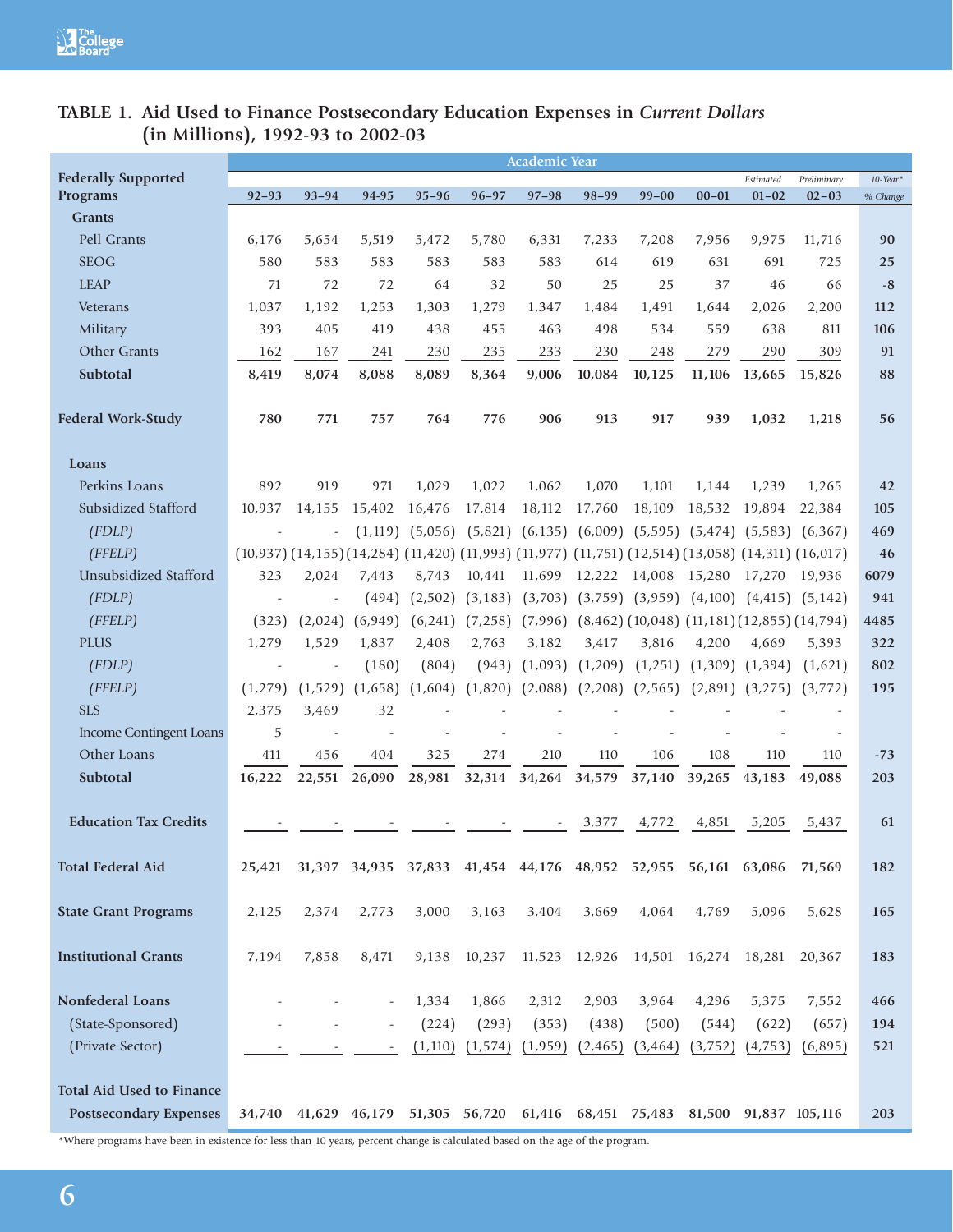## TABLE 1. Aid Used to Finance Postsecondary Education Expenses in *Current Dollars* (in Millions), 1992-93 to 2002-03

| Federally Supported Programs | 92–93 | 93–94 | 94-95 | 95–96 | 96–97 | 97–98 | 98–99 | 99–00 | 00–01 | Estimated 01–02 | Preliminary 02–03 | 10-Year* % Change |
|---|---|---|---|---|---|---|---|---|---|---|---|---|
| **Grants** | | | | | | | | | | | | |
| Pell Grants | 6,176 | 5,654 | 5,519 | 5,472 | 5,780 | 6,331 | 7,233 | 7,208 | 7,956 | 9,975 | 11,716 | **90** |
| SEOG | 580 | 583 | 583 | 583 | 583 | 583 | 614 | 619 | 631 | 691 | 725 | **25** |
| LEAP | 71 | 72 | 72 | 64 | 32 | 50 | 25 | 25 | 37 | 46 | 66 | **-8** |
| Veterans | 1,037 | 1,192 | 1,253 | 1,303 | 1,279 | 1,347 | 1,484 | 1,491 | 1,644 | 2,026 | 2,200 | **112** |
| Military | 393 | 405 | 419 | 438 | 455 | 463 | 498 | 534 | 559 | 638 | 811 | **106** |
| Other Grants | 162 | 167 | 241 | 230 | 235 | 233 | 230 | 248 | 279 | 290 | 309 | **91** |
| **Subtotal** | **8,419** | **8,074** | **8,088** | **8,089** | **8,364** | **9,006** | **10,084** | **10,125** | **11,106** | **13,665** | **15,826** | **88** |
| **Federal Work-Study** | **780** | **771** | **757** | **764** | **776** | **906** | **913** | **917** | **939** | **1,032** | **1,218** | **56** |
| **Loans** | | | | | | | | | | | | |
| Perkins Loans | 892 | 919 | 971 | 1,029 | 1,022 | 1,062 | 1,070 | 1,101 | 1,144 | 1,239 | 1,265 | **42** |
| Subsidized Stafford | 10,937 | 14,155 | 15,402 | 16,476 | 17,814 | 18,112 | 17,760 | 18,109 | 18,532 | 19,894 | 22,384 | **105** |
| *(FDLP)* | - | - | (1,119) | (5,056) | (5,821) | (6,135) | (6,009) | (5,595) | (5,474) | (5,583) | (6,367) | **469** |
| *(FFELP)* | (10,937) | (14,155) | (14,284) | (11,420) | (11,993) | (11,977) | (11,751) | (12,514) | (13,058) | (14,311) | (16,017) | **46** |
| Unsubsidized Stafford | 323 | 2,024 | 7,443 | 8,743 | 10,441 | 11,699 | 12,222 | 14,008 | 15,280 | 17,270 | 19,936 | **6079** |
| *(FDLP)* | - | - | (494) | (2,502) | (3,183) | (3,703) | (3,759) | (3,959) | (4,100) | (4,415) | (5,142) | **941** |
| *(FFELP)* | (323) | (2,024) | (6,949) | (6,241) | (7,258) | (7,996) | (8,462) | (10,048) | (11,181) | (12,855) | (14,794) | **4485** |
| PLUS | 1,279 | 1,529 | 1,837 | 2,408 | 2,763 | 3,182 | 3,417 | 3,816 | 4,200 | 4,669 | 5,393 | **322** |
| *(FDLP)* | - | - | (180) | (804) | (943) | (1,093) | (1,209) | (1,251) | (1,309) | (1,394) | (1,621) | **802** |
| *(FFELP)* | (1,279) | (1,529) | (1,658) | (1,604) | (1,820) | (2,088) | (2,208) | (2,565) | (2,891) | (3,275) | (3,772) | **195** |
| SLS | 2,375 | 3,469 | 32 | - | - | - | - | - | - | - | - | |
| Income Contingent Loans | 5 | - | - | - | - | - | - | - | - | - | - | |
| Other Loans | 411 | 456 | 404 | 325 | 274 | 210 | 110 | 106 | 108 | 110 | 110 | **-73** |
| **Subtotal** | **16,222** | **22,551** | **26,090** | **28,981** | **32,314** | **34,264** | **34,579** | **37,140** | **39,265** | **43,183** | **49,088** | **203** |
| **Education Tax Credits** | - | - | - | - | - | - | 3,377 | 4,772 | 4,851 | 5,205 | 5,437 | **61** |
| **Total Federal Aid** | **25,421** | **31,397** | **34,935** | **37,833** | **41,454** | **44,176** | **48,952** | **52,955** | **56,161** | **63,086** | **71,569** | **182** |
| **State Grant Programs** | 2,125 | 2,374 | 2,773 | 3,000 | 3,163 | 3,404 | 3,669 | 4,064 | 4,769 | 5,096 | 5,628 | **165** |
| **Institutional Grants** | 7,194 | 7,858 | 8,471 | 9,138 | 10,237 | 11,523 | 12,926 | 14,501 | 16,274 | 18,281 | 20,367 | **183** |
| **Nonfederal Loans** | - | - | - | 1,334 | 1,866 | 2,312 | 2,903 | 3,964 | 4,296 | 5,375 | 7,552 | **466** |
| (State-Sponsored) | - | - | - | (224) | (293) | (353) | (438) | (500) | (544) | (622) | (657) | **194** |
| (Private Sector) | - | - | - | (1,110) | (1,574) | (1,959) | (2,465) | (3,464) | (3,752) | (4,753) | (6,895) | **521** |
| **Total Aid Used to Finance Postsecondary Expenses** | **34,740** | **41,629** | **46,179** | **51,305** | **56,720** | **61,416** | **68,451** | **75,483** | **81,500** | **91,837** | **105,116** | **203** |

*Where programs have been in existence for less than 10 years, percent change is calculated based on the age of the program.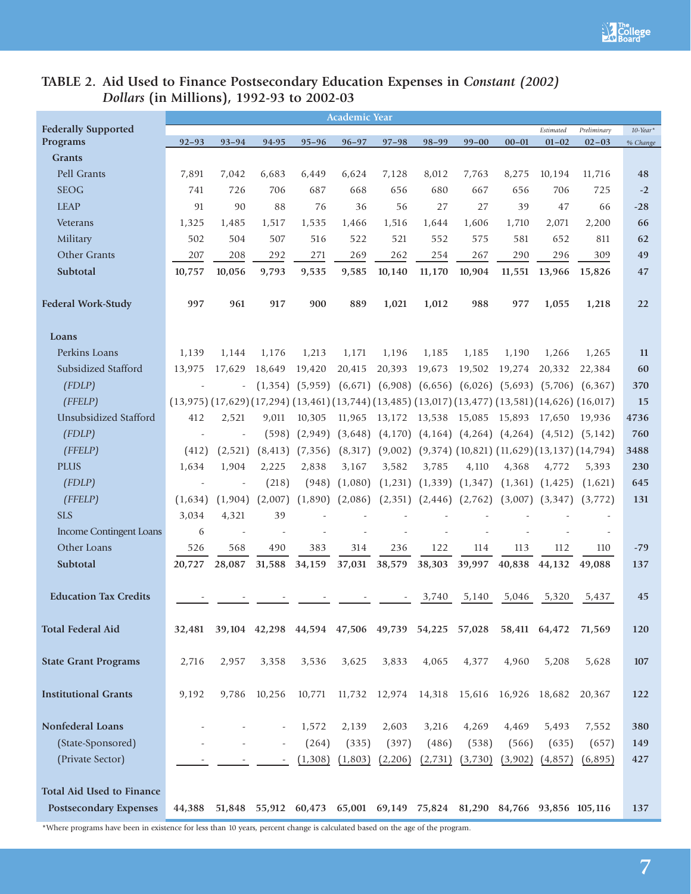## TABLE 2. Aid Used to Finance Postsecondary Education Expenses in *Constant (2002) Dollars* (in Millions), 1992-93 to 2002-03

| Federally Supported Programs | Academic Year | | | | | | | | | | | |
|---|---|---|---|---|---|---|---|---|---|---|---|---|
| | 92–93 | 93–94 | 94-95 | 95–96 | 96–97 | 97–98 | 98–99 | 99–00 | 00–01 | *Estimated* 01–02 | *Preliminary* 02–03 | *10-Year\* % Change* |
| **Grants** | | | | | | | | | | | | |
| Pell Grants | 7,891 | 7,042 | 6,683 | 6,449 | 6,624 | 7,128 | 8,012 | 7,763 | 8,275 | 10,194 | 11,716 | **48** |
| SEOG | 741 | 726 | 706 | 687 | 668 | 656 | 680 | 667 | 656 | 706 | 725 | **-2** |
| LEAP | 91 | 90 | 88 | 76 | 36 | 56 | 27 | 27 | 39 | 47 | 66 | **-28** |
| Veterans | 1,325 | 1,485 | 1,517 | 1,535 | 1,466 | 1,516 | 1,644 | 1,606 | 1,710 | 2,071 | 2,200 | **66** |
| Military | 502 | 504 | 507 | 516 | 522 | 521 | 552 | 575 | 581 | 652 | 811 | **62** |
| Other Grants | 207 | 208 | 292 | 271 | 269 | 262 | 254 | 267 | 290 | 296 | 309 | **49** |
| **Subtotal** | **10,757** | **10,056** | **9,793** | **9,535** | **9,585** | **10,140** | **11,170** | **10,904** | **11,551** | **13,966** | **15,826** | **47** |
| **Federal Work-Study** | **997** | **961** | **917** | **900** | **889** | **1,021** | **1,012** | **988** | **977** | **1,055** | **1,218** | **22** |
| **Loans** | | | | | | | | | | | | |
| Perkins Loans | 1,139 | 1,144 | 1,176 | 1,213 | 1,171 | 1,196 | 1,185 | 1,185 | 1,190 | 1,266 | 1,265 | **11** |
| Subsidized Stafford | 13,975 | 17,629 | 18,649 | 19,420 | 20,415 | 20,393 | 19,673 | 19,502 | 19,274 | 20,332 | 22,384 | **60** |
| *(FDLP)* | - | - | (1,354) | (5,959) | (6,671) | (6,908) | (6,656) | (6,026) | (5,693) | (5,706) | (6,367) | **370** |
| *(FFELP)* | (13,975) | (17,629) | (17,294) | (13,461) | (13,744) | (13,485) | (13,017) | (13,477) | (13,581) | (14,626) | (16,017) | **15** |
| Unsubsidized Stafford | 412 | 2,521 | 9,011 | 10,305 | 11,965 | 13,172 | 13,538 | 15,085 | 15,893 | 17,650 | 19,936 | **4736** |
| *(FDLP)* | - | - | (598) | (2,949) | (3,648) | (4,170) | (4,164) | (4,264) | (4,264) | (4,512) | (5,142) | **760** |
| *(FFELP)* | (412) | (2,521) | (8,413) | (7,356) | (8,317) | (9,002) | (9,374) | (10,821) | (11,629) | (13,137) | (14,794) | **3488** |
| PLUS | 1,634 | 1,904 | 2,225 | 2,838 | 3,167 | 3,582 | 3,785 | 4,110 | 4,368 | 4,772 | 5,393 | **230** |
| *(FDLP)* | - | - | (218) | (948) | (1,080) | (1,231) | (1,339) | (1,347) | (1,361) | (1,425) | (1,621) | **645** |
| *(FFELP)* | (1,634) | (1,904) | (2,007) | (1,890) | (2,086) | (2,351) | (2,446) | (2,762) | (3,007) | (3,347) | (3,772) | **131** |
| SLS | 3,034 | 4,321 | 39 | - | - | - | - | - | - | - | - | |
| Income Contingent Loans | 6 | - | - | - | - | - | - | - | - | - | - | |
| Other Loans | 526 | 568 | 490 | 383 | 314 | 236 | 122 | 114 | 113 | 112 | 110 | **-79** |
| **Subtotal** | **20,727** | **28,087** | **31,588** | **34,159** | **37,031** | **38,579** | **38,303** | **39,997** | **40,838** | **44,132** | **49,088** | **137** |
| **Education Tax Credits** | - | - | - | - | - | - | 3,740 | 5,140 | 5,046 | 5,320 | 5,437 | **45** |
| **Total Federal Aid** | **32,481** | **39,104** | **42,298** | **44,594** | **47,506** | **49,739** | **54,225** | **57,028** | **58,411** | **64,472** | **71,569** | **120** |
| **State Grant Programs** | 2,716 | 2,957 | 3,358 | 3,536 | 3,625 | 3,833 | 4,065 | 4,377 | 4,960 | 5,208 | 5,628 | **107** |
| **Institutional Grants** | 9,192 | 9,786 | 10,256 | 10,771 | 11,732 | 12,974 | 14,318 | 15,616 | 16,926 | 18,682 | 20,367 | **122** |
| **Nonfederal Loans** | - | - | - | 1,572 | 2,139 | 2,603 | 3,216 | 4,269 | 4,469 | 5,493 | 7,552 | **380** |
| (State-Sponsored) | - | - | - | (264) | (335) | (397) | (486) | (538) | (566) | (635) | (657) | **149** |
| (Private Sector) | - | - | - | (1,308) | (1,803) | (2,206) | (2,731) | (3,730) | (3,902) | (4,857) | (6,895) | **427** |
| **Total Aid Used to Finance Postsecondary Expenses** | **44,388** | **51,848** | **55,912** | **60,473** | **65,001** | **69,149** | **75,824** | **81,290** | **84,766** | **93,856** | **105,116** | **137** |

\*Where programs have been in existence for less than 10 years, percent change is calculated based on the age of the program.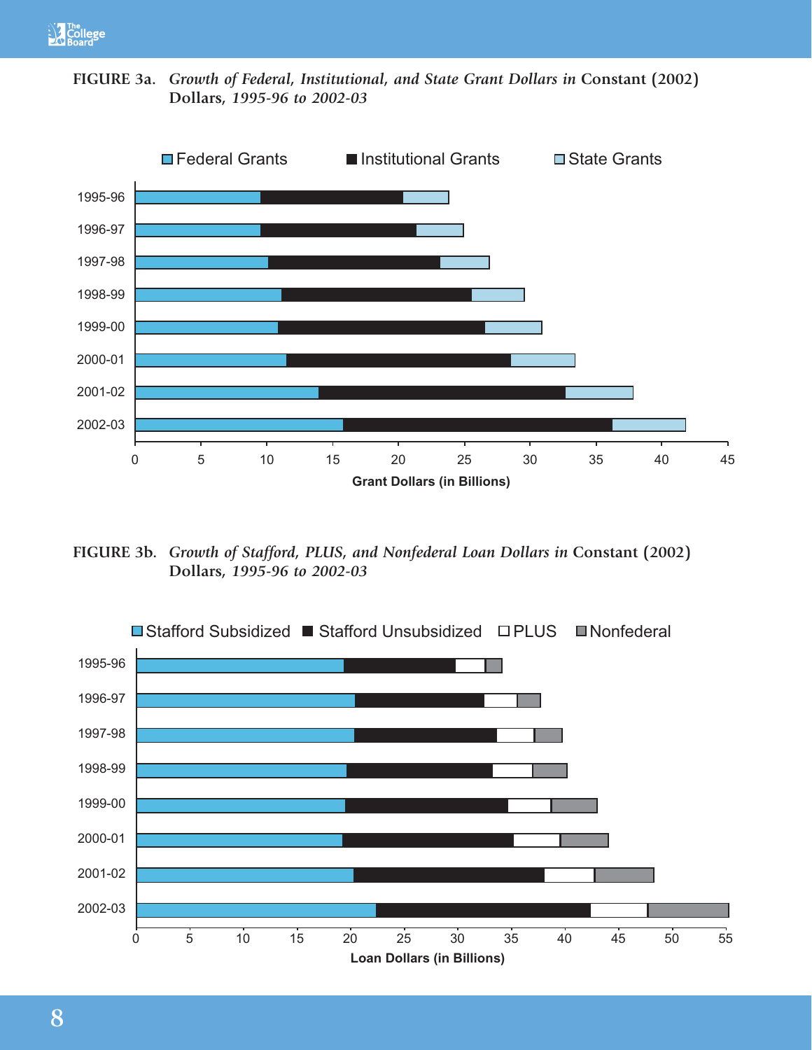**FIGURE 3a.** *Growth of Federal, Institutional, and State Grant Dollars in* Constant (2002) Dollars, *1995-96 to 2002-03*

Federal Grants | Institutional Grants | State Grants

1995-96, 1996-97, 1997-98, 1998-99, 1999-00, 2000-01, 2001-02, 2002-03

0 5 10 15 20 25 30 35 40 45

Grant Dollars (in Billions)

**FIGURE 3b.** *Growth of Stafford, PLUS, and Nonfederal Loan Dollars in* Constant (2002) Dollars, *1995-96 to 2002-03*

Stafford Subsidized | Stafford Unsubsidized | PLUS | Nonfederal

1995-96, 1996-97, 1997-98, 1998-99, 1999-00, 2000-01, 2001-02, 2002-03

0 5 10 15 20 25 30 35 40 45 50 55

Loan Dollars (in Billions)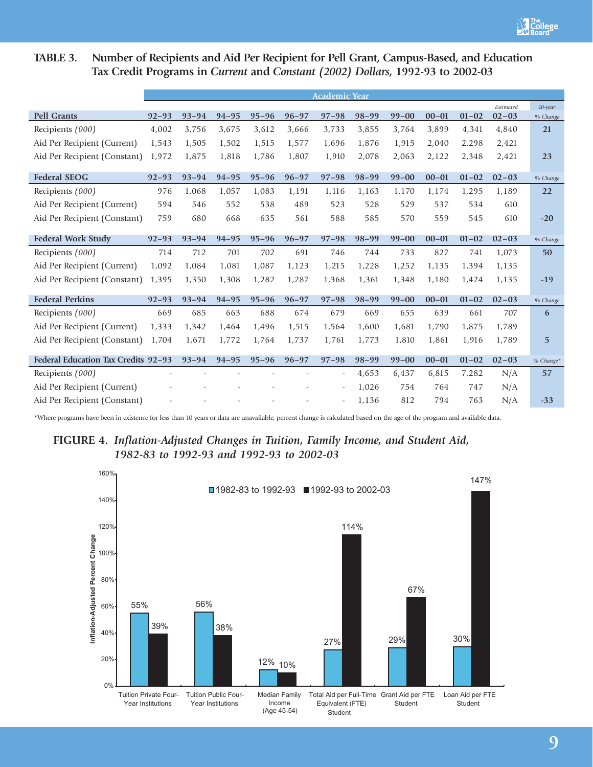**TABLE 3. Number of Recipients and Aid Per Recipient for Pell Grant, Campus-Based, and Education Tax Credit Programs in *Current* and *Constant (2002) Dollars*, 1992-93 to 2002-03**

| | Academic Year | | | | | | | | | | | |
|---|---|---|---|---|---|---|---|---|---|---|---|---|
| **Pell Grants** | **92–93** | **93–94** | **94–95** | **95–96** | **96–97** | **97–98** | **98–99** | **99–00** | **00–01** | **01–02** | *Estimated* **02–03** | *10-year % Change* |
| Recipients *(000)* | 4,002 | 3,756 | 3,675 | 3,612 | 3,666 | 3,733 | 3,855 | 3,764 | 3,899 | 4,341 | 4,840 | **21** |
| Aid Per Recipient (Current) | 1,543 | 1,505 | 1,502 | 1,515 | 1,577 | 1,696 | 1,876 | 1,915 | 2,040 | 2,298 | 2,421 | |
| Aid Per Recipient (Constant) | 1,972 | 1,875 | 1,818 | 1,786 | 1,807 | 1,910 | 2,078 | 2,063 | 2,122 | 2,348 | 2,421 | **23** |
| **Federal SEOG** | **92–93** | **93–94** | **94–95** | **95–96** | **96–97** | **97–98** | **98–99** | **99–00** | **00–01** | **01–02** | **02–03** | *% Change* |
| Recipients *(000)* | 976 | 1,068 | 1,057 | 1,083 | 1,191 | 1,116 | 1,163 | 1,170 | 1,174 | 1,295 | 1,189 | **22** |
| Aid Per Recipient (Current) | 594 | 546 | 552 | 538 | 489 | 523 | 528 | 529 | 537 | 534 | 610 | |
| Aid Per Recipient (Constant) | 759 | 680 | 668 | 635 | 561 | 588 | 585 | 570 | 559 | 545 | 610 | **-20** |
| **Federal Work Study** | **92–93** | **93–94** | **94–95** | **95–96** | **96–97** | **97–98** | **98–99** | **99–00** | **00–01** | **01–02** | **02–03** | *% Change* |
| Recipients *(000)* | 714 | 712 | 701 | 702 | 691 | 746 | 744 | 733 | 827 | 741 | 1,073 | **50** |
| Aid Per Recipient (Current) | 1,092 | 1,084 | 1,081 | 1,087 | 1,123 | 1,215 | 1,228 | 1,252 | 1,135 | 1,394 | 1,135 | |
| Aid Per Recipient (Constant) | 1,395 | 1,350 | 1,308 | 1,282 | 1,287 | 1,368 | 1,361 | 1,348 | 1,180 | 1,424 | 1,135 | **-19** |
| **Federal Perkins** | **92–93** | **93–94** | **94–95** | **95–96** | **96–97** | **97–98** | **98–99** | **99–00** | **00–01** | **01–02** | **02–03** | *% Change* |
| Recipients *(000)* | 669 | 685 | 663 | 688 | 674 | 679 | 669 | 655 | 639 | 661 | 707 | **6** |
| Aid Per Recipient (Current) | 1,333 | 1,342 | 1,464 | 1,496 | 1,515 | 1,564 | 1,600 | 1,681 | 1,790 | 1,875 | 1,789 | |
| Aid Per Recipient (Constant) | 1,704 | 1,671 | 1,772 | 1,764 | 1,737 | 1,761 | 1,773 | 1,810 | 1,861 | 1,916 | 1,789 | **5** |
| **Federal Education Tax Credits** | **92–93** | **93–94** | **94–95** | **95–96** | **96–97** | **97–98** | **98–99** | **99–00** | **00–01** | **01–02** | **02–03** | *% Change** |
| Recipients *(000)* | - | - | - | - | - | - | 4,653 | 6,437 | 6,815 | 7,282 | N/A | **57** |
| Aid Per Recipient (Current) | - | - | - | - | - | - | 1,026 | 754 | 764 | 747 | N/A | |
| Aid Per Recipient (Constant) | - | - | - | - | - | - | 1,136 | 812 | 794 | 763 | N/A | **-33** |

*Where programs have been in existence for less than 10 years or data are unavailable, percent change is calculated based on the age of the program and available data.

**FIGURE 4.** ***Inflation-Adjusted Changes in Tuition, Family Income, and Student Aid, 1982-83 to 1992-93 and 1992-93 to 2002-03***

| Category | 1982-83 to 1992-93 | 1992-93 to 2002-03 |
|---|---|---|
| Tuition Private Four-Year Institutions | 55% | 39% |
| Tuition Public Four-Year Institutions | 56% | 38% |
| Median Family Income (Age 45-54) | 12% | 10% |
| Total Aid per Full-Time Equivalent (FTE) Student | 27% | 114% |
| Grant Aid per FTE Student | 29% | 67% |
| Loan Aid per FTE Student | 30% | 147% |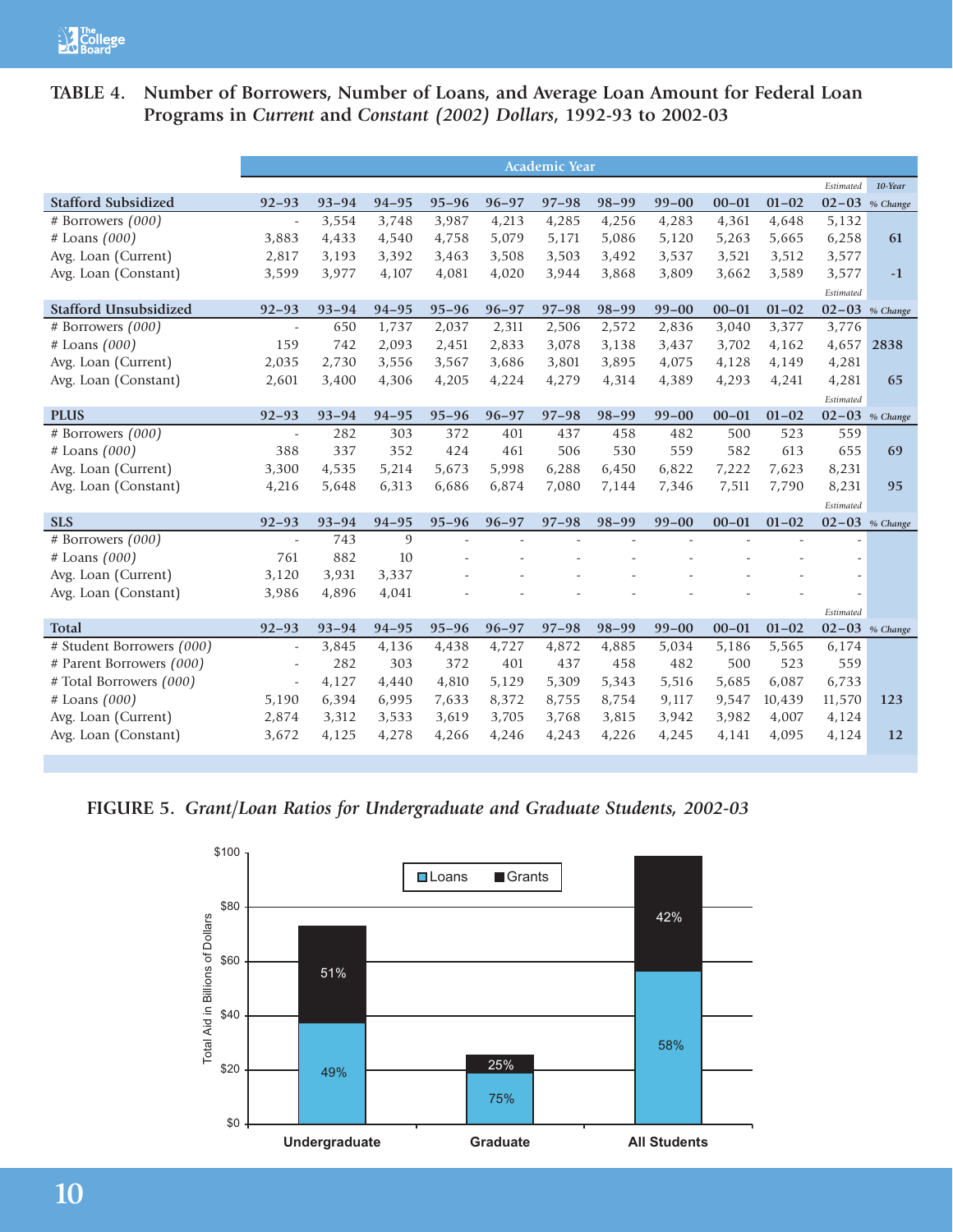## TABLE 4. Number of Borrowers, Number of Loans, and Average Loan Amount for Federal Loan Programs in *Current* and *Constant (2002) Dollars*, 1992-93 to 2002-03

| | Academic Year | | | | | | | | | | | |
|---|---|---|---|---|---|---|---|---|---|---|---|---|
| | | | | | | | | | | | *Estimated* | *10-Year* |
| **Stafford Subsidized** | 92–93 | 93–94 | 94–95 | 95–96 | 96–97 | 97–98 | 98–99 | 99–00 | 00–01 | 01–02 | 02–03 | *% Change* |
| # Borrowers *(000)* | - | 3,554 | 3,748 | 3,987 | 4,213 | 4,285 | 4,256 | 4,283 | 4,361 | 4,648 | 5,132 | |
| # Loans *(000)* | 3,883 | 4,433 | 4,540 | 4,758 | 5,079 | 5,171 | 5,086 | 5,120 | 5,263 | 5,665 | 6,258 | 61 |
| Avg. Loan (Current) | 2,817 | 3,193 | 3,392 | 3,463 | 3,508 | 3,503 | 3,492 | 3,537 | 3,521 | 3,512 | 3,577 | |
| Avg. Loan (Constant) | 3,599 | 3,977 | 4,107 | 4,081 | 4,020 | 3,944 | 3,868 | 3,809 | 3,662 | 3,589 | 3,577 | -1 |
| | | | | | | | | | | | *Estimated* | |
| **Stafford Unsubsidized** | 92–93 | 93–94 | 94–95 | 95–96 | 96–97 | 97–98 | 98–99 | 99–00 | 00–01 | 01–02 | 02–03 | *% Change* |
| # Borrowers *(000)* | - | 650 | 1,737 | 2,037 | 2,311 | 2,506 | 2,572 | 2,836 | 3,040 | 3,377 | 3,776 | |
| # Loans *(000)* | 159 | 742 | 2,093 | 2,451 | 2,833 | 3,078 | 3,138 | 3,437 | 3,702 | 4,162 | 4,657 | 2838 |
| Avg. Loan (Current) | 2,035 | 2,730 | 3,556 | 3,567 | 3,686 | 3,801 | 3,895 | 4,075 | 4,128 | 4,149 | 4,281 | |
| Avg. Loan (Constant) | 2,601 | 3,400 | 4,306 | 4,205 | 4,224 | 4,279 | 4,314 | 4,389 | 4,293 | 4,241 | 4,281 | 65 |
| | | | | | | | | | | | *Estimated* | |
| **PLUS** | 92–93 | 93–94 | 94–95 | 95–96 | 96–97 | 97–98 | 98–99 | 99–00 | 00–01 | 01–02 | 02–03 | *% Change* |
| # Borrowers *(000)* | - | 282 | 303 | 372 | 401 | 437 | 458 | 482 | 500 | 523 | 559 | |
| # Loans *(000)* | 388 | 337 | 352 | 424 | 461 | 506 | 530 | 559 | 582 | 613 | 655 | 69 |
| Avg. Loan (Current) | 3,300 | 4,535 | 5,214 | 5,673 | 5,998 | 6,288 | 6,450 | 6,822 | 7,222 | 7,623 | 8,231 | |
| Avg. Loan (Constant) | 4,216 | 5,648 | 6,313 | 6,686 | 6,874 | 7,080 | 7,144 | 7,346 | 7,511 | 7,790 | 8,231 | 95 |
| | | | | | | | | | | | *Estimated* | |
| **SLS** | 92–93 | 93–94 | 94–95 | 95–96 | 96–97 | 97–98 | 98–99 | 99–00 | 00–01 | 01–02 | 02–03 | *% Change* |
| # Borrowers *(000)* | - | 743 | 9 | - | - | - | - | - | - | - | - | |
| # Loans *(000)* | 761 | 882 | 10 | - | - | - | - | - | - | - | - | |
| Avg. Loan (Current) | 3,120 | 3,931 | 3,337 | - | - | - | - | - | - | - | - | |
| Avg. Loan (Constant) | 3,986 | 4,896 | 4,041 | - | - | - | - | - | - | - | - | |
| | | | | | | | | | | | *Estimated* | |
| **Total** | 92–93 | 93–94 | 94–95 | 95–96 | 96–97 | 97–98 | 98–99 | 99–00 | 00–01 | 01–02 | 02–03 | *% Change* |
| # Student Borrowers *(000)* | - | 3,845 | 4,136 | 4,438 | 4,727 | 4,872 | 4,885 | 5,034 | 5,186 | 5,565 | 6,174 | |
| # Parent Borrowers *(000)* | - | 282 | 303 | 372 | 401 | 437 | 458 | 482 | 500 | 523 | 559 | |
| # Total Borrowers *(000)* | - | 4,127 | 4,440 | 4,810 | 5,129 | 5,309 | 5,343 | 5,516 | 5,685 | 6,087 | 6,733 | |
| # Loans *(000)* | 5,190 | 6,394 | 6,995 | 7,633 | 8,372 | 8,755 | 8,754 | 9,117 | 9,547 | 10,439 | 11,570 | 123 |
| Avg. Loan (Current) | 2,874 | 3,312 | 3,533 | 3,619 | 3,705 | 3,768 | 3,815 | 3,942 | 3,982 | 4,007 | 4,124 | |
| Avg. Loan (Constant) | 3,672 | 4,125 | 4,278 | 4,266 | 4,246 | 4,243 | 4,226 | 4,245 | 4,141 | 4,095 | 4,124 | 12 |

**FIGURE 5.** *Grant/Loan Ratios for Undergraduate and Graduate Students, 2002-03*

| | Loans | Grants |
|---|---|---|
| Undergraduate | 49% | 51% |
| Graduate | 75% | 25% |
| All Students | 58% | 42% |

*Y-axis: Total Aid in Billions of Dollars ($0–$100)*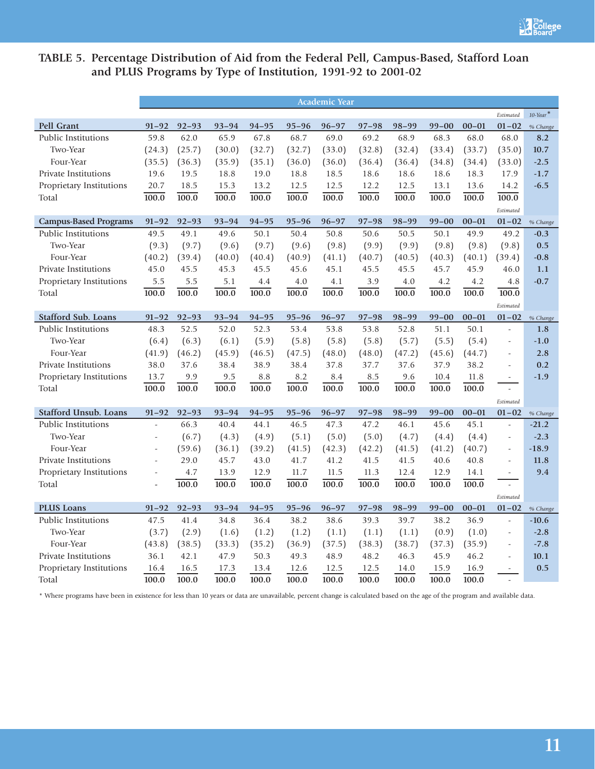## TABLE 5. Percentage Distribution of Aid from the Federal Pell, Campus-Based, Stafford Loan and PLUS Programs by Type of Institution, 1991-92 to 2001-02

| | Academic Year | | | | | | | | | | | |
|---|---|---|---|---|---|---|---|---|---|---|---|---|
| | | | | | | | | | | | *Estimated* | *10-Year** |
| **Pell Grant** | **91–92** | **92–93** | **93–94** | **94–95** | **95–96** | **96–97** | **97–98** | **98–99** | **99–00** | **00–01** | **01–02** | *% Change* |
| Public Institutions | 59.8 | 62.0 | 65.9 | 67.8 | 68.7 | 69.0 | 69.2 | 68.9 | 68.3 | 68.0 | 68.0 | **8.2** |
| Two-Year | (24.3) | (25.7) | (30.0) | (32.7) | (32.7) | (33.0) | (32.8) | (32.4) | (33.4) | (33.7) | (35.0) | **10.7** |
| Four-Year | (35.5) | (36.3) | (35.9) | (35.1) | (36.0) | (36.0) | (36.4) | (36.4) | (34.8) | (34.4) | (33.0) | **-2.5** |
| Private Institutions | 19.6 | 19.5 | 18.8 | 19.0 | 18.8 | 18.5 | 18.6 | 18.6 | 18.6 | 18.3 | 17.9 | **-1.7** |
| Proprietary Institutions | 20.7 | 18.5 | 15.3 | 13.2 | 12.5 | 12.5 | 12.2 | 12.5 | 13.1 | 13.6 | 14.2 | **-6.5** |
| Total | 100.0 | 100.0 | 100.0 | 100.0 | 100.0 | 100.0 | 100.0 | 100.0 | 100.0 | 100.0 | 100.0 | |
| | | | | | | | | | | | *Estimated* | |
| **Campus-Based Programs** | **91–92** | **92–93** | **93–94** | **94–95** | **95–96** | **96–97** | **97–98** | **98–99** | **99–00** | **00–01** | **01–02** | *% Change* |
| Public Institutions | 49.5 | 49.1 | 49.6 | 50.1 | 50.4 | 50.8 | 50.6 | 50.5 | 50.1 | 49.9 | 49.2 | **-0.3** |
| Two-Year | (9.3) | (9.7) | (9.6) | (9.7) | (9.6) | (9.8) | (9.9) | (9.9) | (9.8) | (9.8) | (9.8) | **0.5** |
| Four-Year | (40.2) | (39.4) | (40.0) | (40.4) | (40.9) | (41.1) | (40.7) | (40.5) | (40.3) | (40.1) | (39.4) | **-0.8** |
| Private Institutions | 45.0 | 45.5 | 45.3 | 45.5 | 45.6 | 45.1 | 45.5 | 45.5 | 45.7 | 45.9 | 46.0 | **1.1** |
| Proprietary Institutions | 5.5 | 5.5 | 5.1 | 4.4 | 4.0 | 4.1 | 3.9 | 4.0 | 4.2 | 4.2 | 4.8 | **-0.7** |
| Total | 100.0 | 100.0 | 100.0 | 100.0 | 100.0 | 100.0 | 100.0 | 100.0 | 100.0 | 100.0 | 100.0 | |
| | | | | | | | | | | | *Estimated* | |
| **Stafford Sub. Loans** | **91–92** | **92–93** | **93–94** | **94–95** | **95–96** | **96–97** | **97–98** | **98–99** | **99–00** | **00–01** | **01–02** | *% Change* |
| Public Institutions | 48.3 | 52.5 | 52.0 | 52.3 | 53.4 | 53.8 | 53.8 | 52.8 | 51.1 | 50.1 | - | **1.8** |
| Two-Year | (6.4) | (6.3) | (6.1) | (5.9) | (5.8) | (5.8) | (5.8) | (5.7) | (5.5) | (5.4) | - | **-1.0** |
| Four-Year | (41.9) | (46.2) | (45.9) | (46.5) | (47.5) | (48.0) | (48.0) | (47.2) | (45.6) | (44.7) | - | **2.8** |
| Private Institutions | 38.0 | 37.6 | 38.4 | 38.9 | 38.4 | 37.8 | 37.7 | 37.6 | 37.9 | 38.2 | - | **0.2** |
| Proprietary Institutions | 13.7 | 9.9 | 9.5 | 8.8 | 8.2 | 8.4 | 8.5 | 9.6 | 10.4 | 11.8 | - | **-1.9** |
| Total | 100.0 | 100.0 | 100.0 | 100.0 | 100.0 | 100.0 | 100.0 | 100.0 | 100.0 | 100.0 | - | |
| | | | | | | | | | | | *Estimated* | |
| **Stafford Unsub. Loans** | **91–92** | **92–93** | **93–94** | **94–95** | **95–96** | **96–97** | **97–98** | **98–99** | **99–00** | **00–01** | **01–02** | *% Change* |
| Public Institutions | - | 66.3 | 40.4 | 44.1 | 46.5 | 47.3 | 47.2 | 46.1 | 45.6 | 45.1 | - | **-21.2** |
| Two-Year | - | (6.7) | (4.3) | (4.9) | (5.1) | (5.0) | (5.0) | (4.7) | (4.4) | (4.4) | - | **-2.3** |
| Four-Year | - | (59.6) | (36.1) | (39.2) | (41.5) | (42.3) | (42.2) | (41.5) | (41.2) | (40.7) | - | **-18.9** |
| Private Institutions | - | 29.0 | 45.7 | 43.0 | 41.7 | 41.2 | 41.5 | 41.5 | 40.6 | 40.8 | - | **11.8** |
| Proprietary Institutions | - | 4.7 | 13.9 | 12.9 | 11.7 | 11.5 | 11.3 | 12.4 | 12.9 | 14.1 | - | **9.4** |
| Total | - | 100.0 | 100.0 | 100.0 | 100.0 | 100.0 | 100.0 | 100.0 | 100.0 | 100.0 | - | |
| | | | | | | | | | | | *Estimated* | |
| **PLUS Loans** | **91–92** | **92–93** | **93–94** | **94–95** | **95–96** | **96–97** | **97–98** | **98–99** | **99–00** | **00–01** | **01–02** | *% Change* |
| Public Institutions | 47.5 | 41.4 | 34.8 | 36.4 | 38.2 | 38.6 | 39.3 | 39.7 | 38.2 | 36.9 | - | **-10.6** |
| Two-Year | (3.7) | (2.9) | (1.6) | (1.2) | (1.2) | (1.1) | (1.1) | (1.1) | (0.9) | (1.0) | - | **-2.8** |
| Four-Year | (43.8) | (38.5) | (33.3) | (35.2) | (36.9) | (37.5) | (38.3) | (38.7) | (37.3) | (35.9) | - | **-7.8** |
| Private Institutions | 36.1 | 42.1 | 47.9 | 50.3 | 49.3 | 48.9 | 48.2 | 46.3 | 45.9 | 46.2 | - | **10.1** |
| Proprietary Institutions | 16.4 | 16.5 | 17.3 | 13.4 | 12.6 | 12.5 | 12.5 | 14.0 | 15.9 | 16.9 | - | **0.5** |
| Total | 100.0 | 100.0 | 100.0 | 100.0 | 100.0 | 100.0 | 100.0 | 100.0 | 100.0 | 100.0 | - | |

\* Where programs have been in existence for less than 10 years or data are unavailable, percent change is calculated based on the age of the program and available data.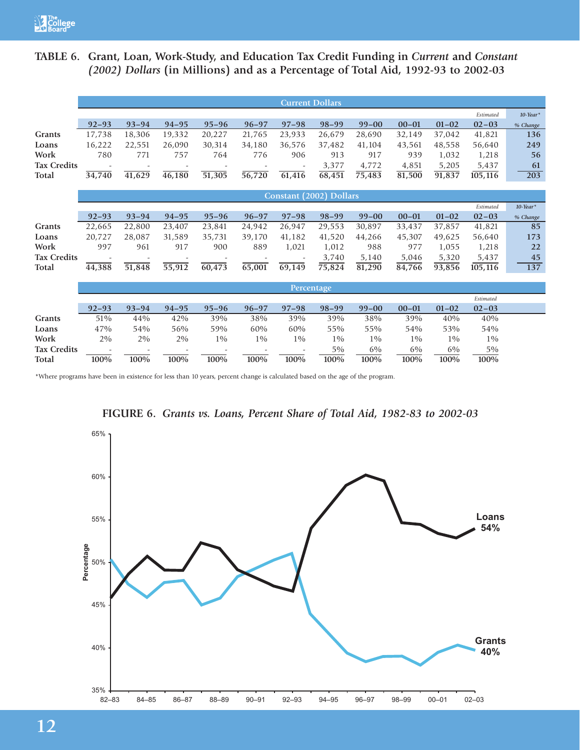**TABLE 6. Grant, Loan, Work-Study, and Education Tax Credit Funding in *Current* and *Constant (2002) Dollars* (in Millions) and as a Percentage of Total Aid, 1992-93 to 2002-03**

| Current Dollars | 92–93 | 93–94 | 94–95 | 95–96 | 96–97 | 97–98 | 98–99 | 99–00 | 00–01 | 01–02 | *Estimated* 02–03 | *10-Year\* % Change* |
|---|---|---|---|---|---|---|---|---|---|---|---|---|
| Grants | 17,738 | 18,306 | 19,332 | 20,227 | 21,765 | 23,933 | 26,679 | 28,690 | 32,149 | 37,042 | 41,821 | 136 |
| Loans | 16,222 | 22,551 | 26,090 | 30,314 | 34,180 | 36,576 | 37,482 | 41,104 | 43,561 | 48,558 | 56,640 | 249 |
| Work | 780 | 771 | 757 | 764 | 776 | 906 | 913 | 917 | 939 | 1,032 | 1,218 | 56 |
| Tax Credits | - | - | - | - | - | - | 3,377 | 4,772 | 4,851 | 5,205 | 5,437 | 61 |
| Total | 34,740 | 41,629 | 46,180 | 51,305 | 56,720 | 61,416 | 68,451 | 75,483 | 81,500 | 91,837 | 105,116 | 203 |

| Constant (2002) Dollars | 92–93 | 93–94 | 94–95 | 95–96 | 96–97 | 97–98 | 98–99 | 99–00 | 00–01 | 01–02 | *Estimated* 02–03 | *10-Year\* % Change* |
|---|---|---|---|---|---|---|---|---|---|---|---|---|
| Grants | 22,665 | 22,800 | 23,407 | 23,841 | 24,942 | 26,947 | 29,553 | 30,897 | 33,437 | 37,857 | 41,821 | 85 |
| Loans | 20,727 | 28,087 | 31,589 | 35,731 | 39,170 | 41,182 | 41,520 | 44,266 | 45,307 | 49,625 | 56,640 | 173 |
| Work | 997 | 961 | 917 | 900 | 889 | 1,021 | 1,012 | 988 | 977 | 1,055 | 1,218 | 22 |
| Tax Credits | - | - | - | - | - | - | 3,740 | 5,140 | 5,046 | 5,320 | 5,437 | 45 |
| Total | 44,388 | 51,848 | 55,912 | 60,473 | 65,001 | 69,149 | 75,824 | 81,290 | 84,766 | 93,856 | 105,116 | 137 |

| Percentage | 92–93 | 93–94 | 94–95 | 95–96 | 96–97 | 97–98 | 98–99 | 99–00 | 00–01 | 01–02 | *Estimated* 02–03 |
|---|---|---|---|---|---|---|---|---|---|---|---|
| Grants | 51% | 44% | 42% | 39% | 38% | 39% | 39% | 38% | 39% | 40% | 40% |
| Loans | 47% | 54% | 56% | 59% | 60% | 60% | 55% | 55% | 54% | 53% | 54% |
| Work | 2% | 2% | 2% | 1% | 1% | 1% | 1% | 1% | 1% | 1% | 1% |
| Tax Credits | - | - | - | - | - | - | 5% | 6% | 6% | 6% | 5% |
| Total | 100% | 100% | 100% | 100% | 100% | 100% | 100% | 100% | 100% | 100% | 100% |

\*Where programs have been in existence for less than 10 years, percent change is calculated based on the age of the program.

**FIGURE 6.** ***Grants vs. Loans, Percent Share of Total Aid, 1982-83 to 2002-03***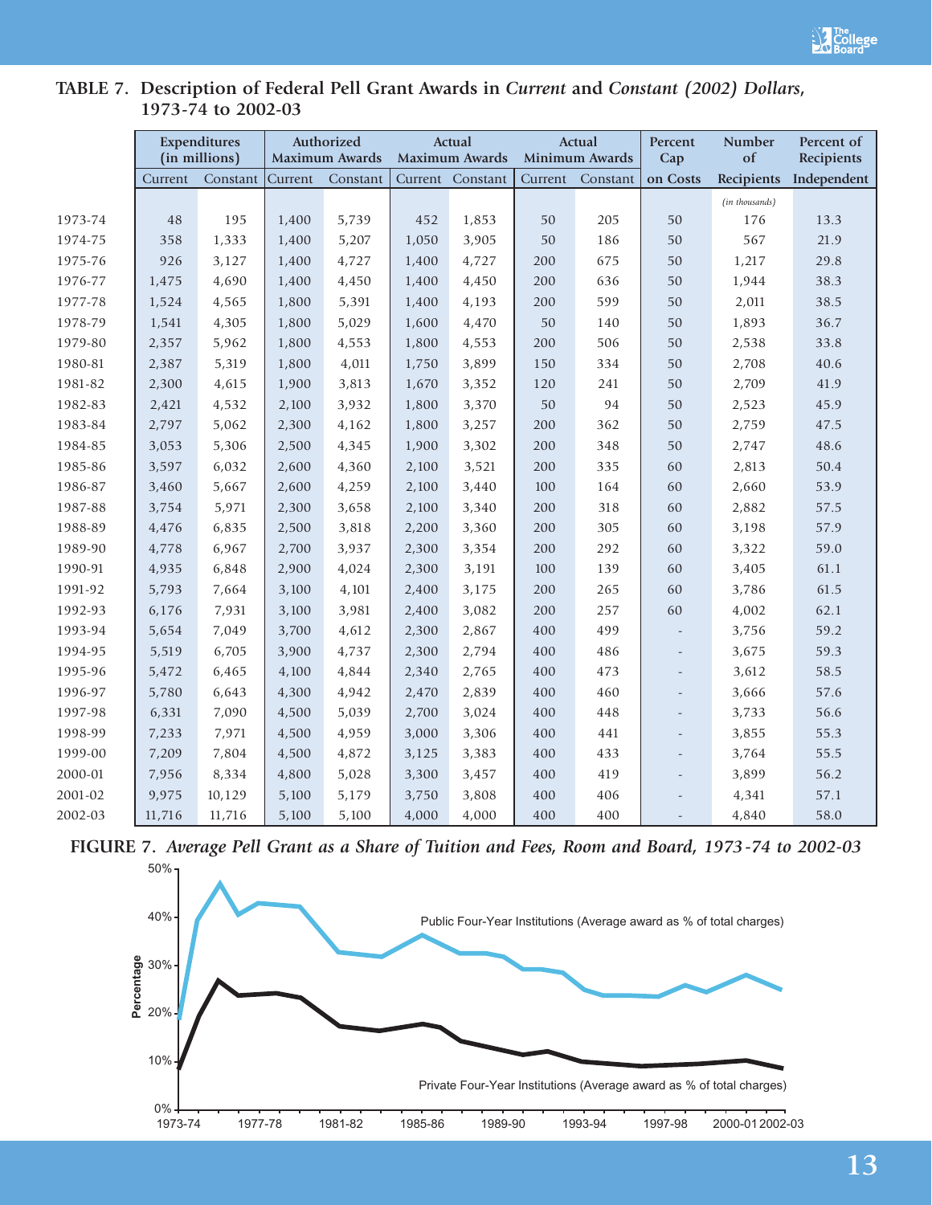**TABLE 7. Description of Federal Pell Grant Awards in *Current* and *Constant (2002) Dollars*, 1973-74 to 2002-03**

| | Expenditures (in millions) | | Authorized Maximum Awards | | Actual Maximum Awards | | Actual Minimum Awards | | Percent Cap | Number of | Percent of Recipients |
|---|---|---|---|---|---|---|---|---|---|---|---|
| | Current | Constant | Current | Constant | Current | Constant | Current | Constant | on Costs | Recipients | Independent |
| | | | | | | | | | | *(in thousands)* | |
| 1973-74 | 48 | 195 | 1,400 | 5,739 | 452 | 1,853 | 50 | 205 | 50 | 176 | 13.3 |
| 1974-75 | 358 | 1,333 | 1,400 | 5,207 | 1,050 | 3,905 | 50 | 186 | 50 | 567 | 21.9 |
| 1975-76 | 926 | 3,127 | 1,400 | 4,727 | 1,400 | 4,727 | 200 | 675 | 50 | 1,217 | 29.8 |
| 1976-77 | 1,475 | 4,690 | 1,400 | 4,450 | 1,400 | 4,450 | 200 | 636 | 50 | 1,944 | 38.3 |
| 1977-78 | 1,524 | 4,565 | 1,800 | 5,391 | 1,400 | 4,193 | 200 | 599 | 50 | 2,011 | 38.5 |
| 1978-79 | 1,541 | 4,305 | 1,800 | 5,029 | 1,600 | 4,470 | 50 | 140 | 50 | 1,893 | 36.7 |
| 1979-80 | 2,357 | 5,962 | 1,800 | 4,553 | 1,800 | 4,553 | 200 | 506 | 50 | 2,538 | 33.8 |
| 1980-81 | 2,387 | 5,319 | 1,800 | 4,011 | 1,750 | 3,899 | 150 | 334 | 50 | 2,708 | 40.6 |
| 1981-82 | 2,300 | 4,615 | 1,900 | 3,813 | 1,670 | 3,352 | 120 | 241 | 50 | 2,709 | 41.9 |
| 1982-83 | 2,421 | 4,532 | 2,100 | 3,932 | 1,800 | 3,370 | 50 | 94 | 50 | 2,523 | 45.9 |
| 1983-84 | 2,797 | 5,062 | 2,300 | 4,162 | 1,800 | 3,257 | 200 | 362 | 50 | 2,759 | 47.5 |
| 1984-85 | 3,053 | 5,306 | 2,500 | 4,345 | 1,900 | 3,302 | 200 | 348 | 50 | 2,747 | 48.6 |
| 1985-86 | 3,597 | 6,032 | 2,600 | 4,360 | 2,100 | 3,521 | 200 | 335 | 60 | 2,813 | 50.4 |
| 1986-87 | 3,460 | 5,667 | 2,600 | 4,259 | 2,100 | 3,440 | 100 | 164 | 60 | 2,660 | 53.9 |
| 1987-88 | 3,754 | 5,971 | 2,300 | 3,658 | 2,100 | 3,340 | 200 | 318 | 60 | 2,882 | 57.5 |
| 1988-89 | 4,476 | 6,835 | 2,500 | 3,818 | 2,200 | 3,360 | 200 | 305 | 60 | 3,198 | 57.9 |
| 1989-90 | 4,778 | 6,967 | 2,700 | 3,937 | 2,300 | 3,354 | 200 | 292 | 60 | 3,322 | 59.0 |
| 1990-91 | 4,935 | 6,848 | 2,900 | 4,024 | 2,300 | 3,191 | 100 | 139 | 60 | 3,405 | 61.1 |
| 1991-92 | 5,793 | 7,664 | 3,100 | 4,101 | 2,400 | 3,175 | 200 | 265 | 60 | 3,786 | 61.5 |
| 1992-93 | 6,176 | 7,931 | 3,100 | 3,981 | 2,400 | 3,082 | 200 | 257 | 60 | 4,002 | 62.1 |
| 1993-94 | 5,654 | 7,049 | 3,700 | 4,612 | 2,300 | 2,867 | 400 | 499 | - | 3,756 | 59.2 |
| 1994-95 | 5,519 | 6,705 | 3,900 | 4,737 | 2,300 | 2,794 | 400 | 486 | - | 3,675 | 59.3 |
| 1995-96 | 5,472 | 6,465 | 4,100 | 4,844 | 2,340 | 2,765 | 400 | 473 | - | 3,612 | 58.5 |
| 1996-97 | 5,780 | 6,643 | 4,300 | 4,942 | 2,470 | 2,839 | 400 | 460 | - | 3,666 | 57.6 |
| 1997-98 | 6,331 | 7,090 | 4,500 | 5,039 | 2,700 | 3,024 | 400 | 448 | - | 3,733 | 56.6 |
| 1998-99 | 7,233 | 7,971 | 4,500 | 4,959 | 3,000 | 3,306 | 400 | 441 | - | 3,855 | 55.3 |
| 1999-00 | 7,209 | 7,804 | 4,500 | 4,872 | 3,125 | 3,383 | 400 | 433 | - | 3,764 | 55.5 |
| 2000-01 | 7,956 | 8,334 | 4,800 | 5,028 | 3,300 | 3,457 | 400 | 419 | - | 3,899 | 56.2 |
| 2001-02 | 9,975 | 10,129 | 5,100 | 5,179 | 3,750 | 3,808 | 400 | 406 | - | 4,341 | 57.1 |
| 2002-03 | 11,716 | 11,716 | 5,100 | 5,100 | 4,000 | 4,000 | 400 | 400 | - | 4,840 | 58.0 |

**FIGURE 7.** ***Average Pell Grant as a Share of Tuition and Fees, Room and Board, 1973-74 to 2002-03***

Percentage (0%–50%); 1973-74, 1977-78, 1981-82, 1985-86, 1989-90, 1993-94, 1997-98, 2000-01, 2002-03

Public Four-Year Institutions (Average award as % of total charges)

Private Four-Year Institutions (Average award as % of total charges)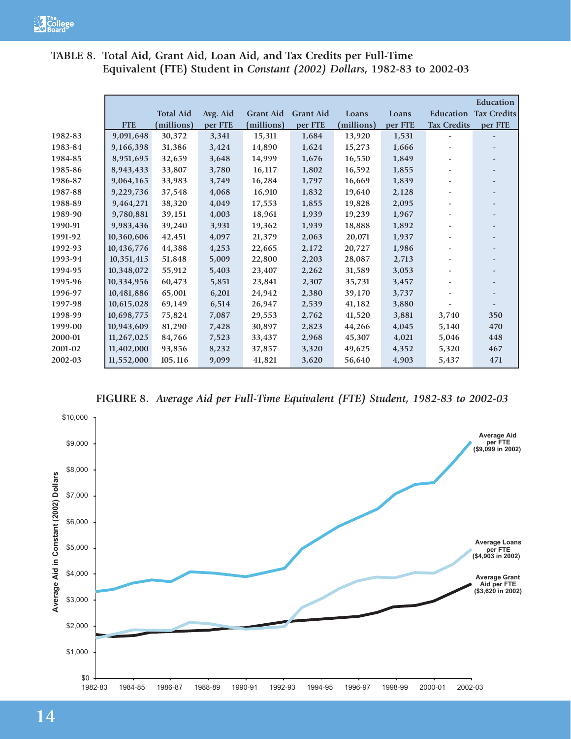**TABLE 8. Total Aid, Grant Aid, Loan Aid, and Tax Credits per Full-Time Equivalent (FTE) Student in *Constant (2002) Dollars*, 1982-83 to 2002-03**

| | FTE | Total Aid (millions) | Avg. Aid per FTE | Grant Aid (millions) | Grant Aid per FTE | Loans (millions) | Loans per FTE | Education Tax Credits | Education Tax Credits per FTE |
|---|---|---|---|---|---|---|---|---|---|
| 1982-83 | 9,091,648 | 30,372 | 3,341 | 15,311 | 1,684 | 13,920 | 1,531 | - | - |
| 1983-84 | 9,166,398 | 31,386 | 3,424 | 14,890 | 1,624 | 15,273 | 1,666 | - | - |
| 1984-85 | 8,951,695 | 32,659 | 3,648 | 14,999 | 1,676 | 16,550 | 1,849 | - | - |
| 1985-86 | 8,943,433 | 33,807 | 3,780 | 16,117 | 1,802 | 16,592 | 1,855 | - | - |
| 1986-87 | 9,064,165 | 33,983 | 3,749 | 16,284 | 1,797 | 16,669 | 1,839 | - | - |
| 1987-88 | 9,229,736 | 37,548 | 4,068 | 16,910 | 1,832 | 19,640 | 2,128 | - | - |
| 1988-89 | 9,464,271 | 38,320 | 4,049 | 17,553 | 1,855 | 19,828 | 2,095 | - | - |
| 1989-90 | 9,780,881 | 39,151 | 4,003 | 18,961 | 1,939 | 19,239 | 1,967 | - | - |
| 1990-91 | 9,983,436 | 39,240 | 3,931 | 19,362 | 1,939 | 18,888 | 1,892 | - | - |
| 1991-92 | 10,360,606 | 42,451 | 4,097 | 21,379 | 2,063 | 20,071 | 1,937 | - | - |
| 1992-93 | 10,436,776 | 44,388 | 4,253 | 22,665 | 2,172 | 20,727 | 1,986 | - | - |
| 1993-94 | 10,351,415 | 51,848 | 5,009 | 22,800 | 2,203 | 28,087 | 2,713 | - | - |
| 1994-95 | 10,348,072 | 55,912 | 5,403 | 23,407 | 2,262 | 31,589 | 3,053 | - | - |
| 1995-96 | 10,334,956 | 60,473 | 5,851 | 23,841 | 2,307 | 35,731 | 3,457 | - | - |
| 1996-97 | 10,481,886 | 65,001 | 6,201 | 24,942 | 2,380 | 39,170 | 3,737 | - | - |
| 1997-98 | 10,615,028 | 69,149 | 6,514 | 26,947 | 2,539 | 41,182 | 3,880 | - | - |
| 1998-99 | 10,698,775 | 75,824 | 7,087 | 29,553 | 2,762 | 41,520 | 3,881 | 3,740 | 350 |
| 1999-00 | 10,943,609 | 81,290 | 7,428 | 30,897 | 2,823 | 44,266 | 4,045 | 5,140 | 470 |
| 2000-01 | 11,267,025 | 84,766 | 7,523 | 33,437 | 2,968 | 45,307 | 4,021 | 5,046 | 448 |
| 2001-02 | 11,402,000 | 93,856 | 8,232 | 37,857 | 3,320 | 49,625 | 4,352 | 5,320 | 467 |
| 2002-03 | 11,552,000 | 105,116 | 9,099 | 41,821 | 3,620 | 56,640 | 4,903 | 5,437 | 471 |

**FIGURE 8.** *Average Aid per Full-Time Equivalent (FTE) Student, 1982-83 to 2002-03*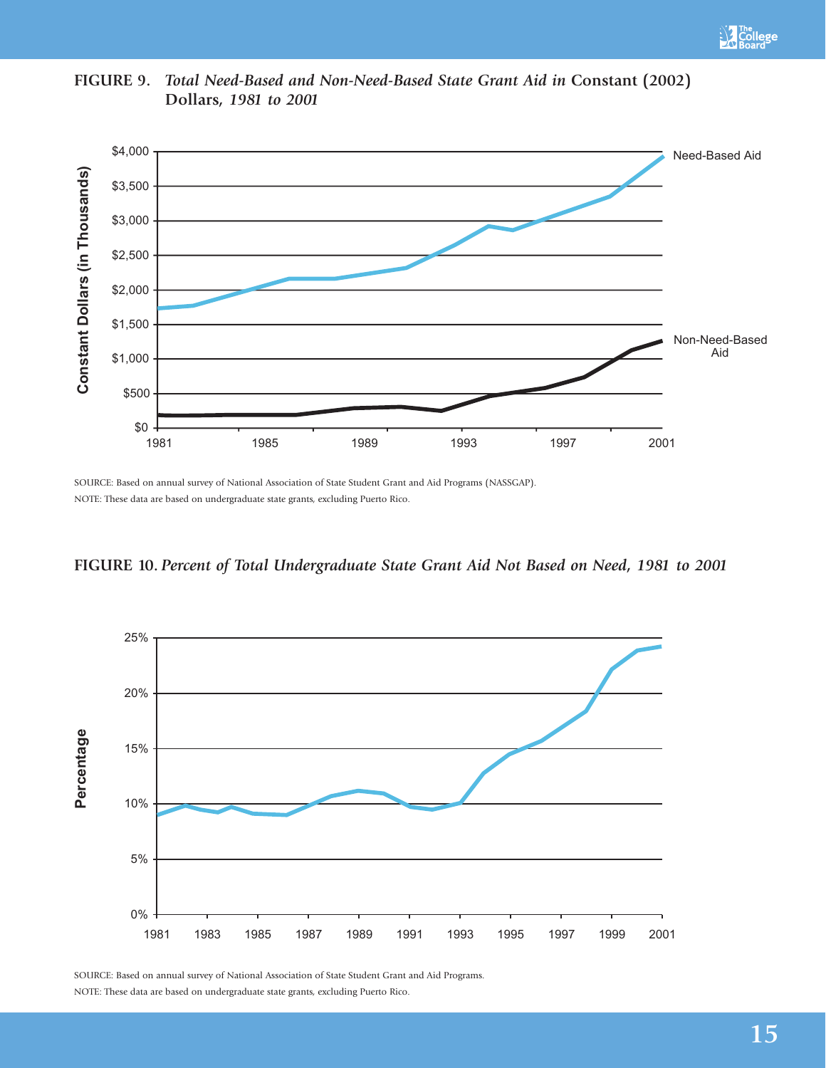**FIGURE 9.** *Total Need-Based and Non-Need-Based State Grant Aid in* **Constant (2002) Dollars,** *1981 to 2001*

SOURCE: Based on annual survey of National Association of State Student Grant and Aid Programs (NASSGAP).

NOTE: These data are based on undergraduate state grants, excluding Puerto Rico.

**FIGURE 10.** *Percent of Total Undergraduate State Grant Aid Not Based on Need, 1981 to 2001*

SOURCE: Based on annual survey of National Association of State Student Grant and Aid Programs.

NOTE: These data are based on undergraduate state grants, excluding Puerto Rico.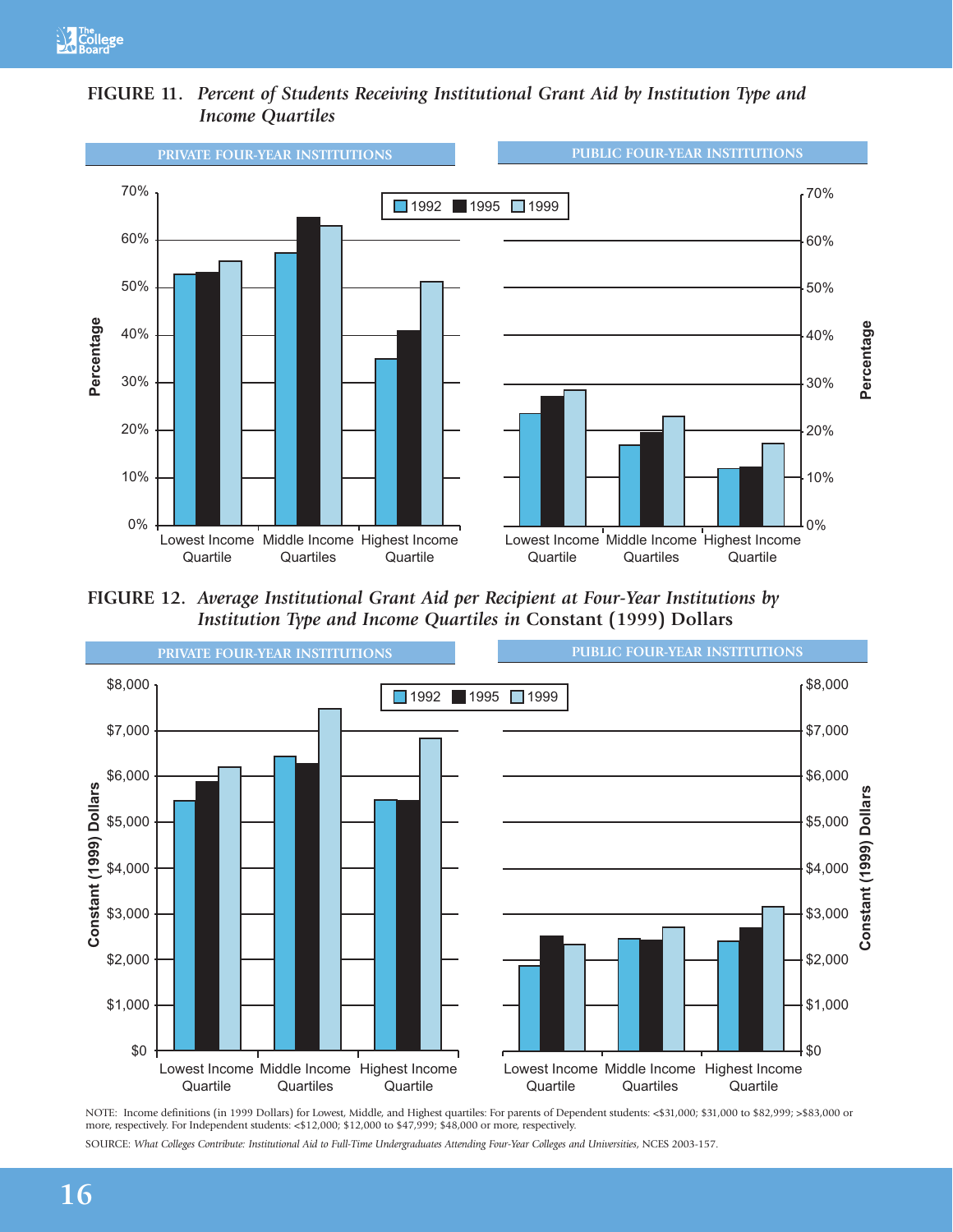**FIGURE 11.** *Percent of Students Receiving Institutional Grant Aid by Institution Type and Income Quartiles*

PRIVATE FOUR-YEAR INSTITUTIONS

PUBLIC FOUR-YEAR INSTITUTIONS

**FIGURE 12.** *Average Institutional Grant Aid per Recipient at Four-Year Institutions by Institution Type and Income Quartiles in* Constant (1999) Dollars

PRIVATE FOUR-YEAR INSTITUTIONS

PUBLIC FOUR-YEAR INSTITUTIONS

NOTE: Income definitions (in 1999 Dollars) for Lowest, Middle, and Highest quartiles: For parents of Dependent students: <$31,000; $31,000 to $82,999; >$83,000 or more, respectively. For Independent students: <$12,000; $12,000 to $47,999; $48,000 or more, respectively.

SOURCE: *What Colleges Contribute: Institutional Aid to Full-Time Undergraduates Attending Four-Year Colleges and Universities,* NCES 2003-157.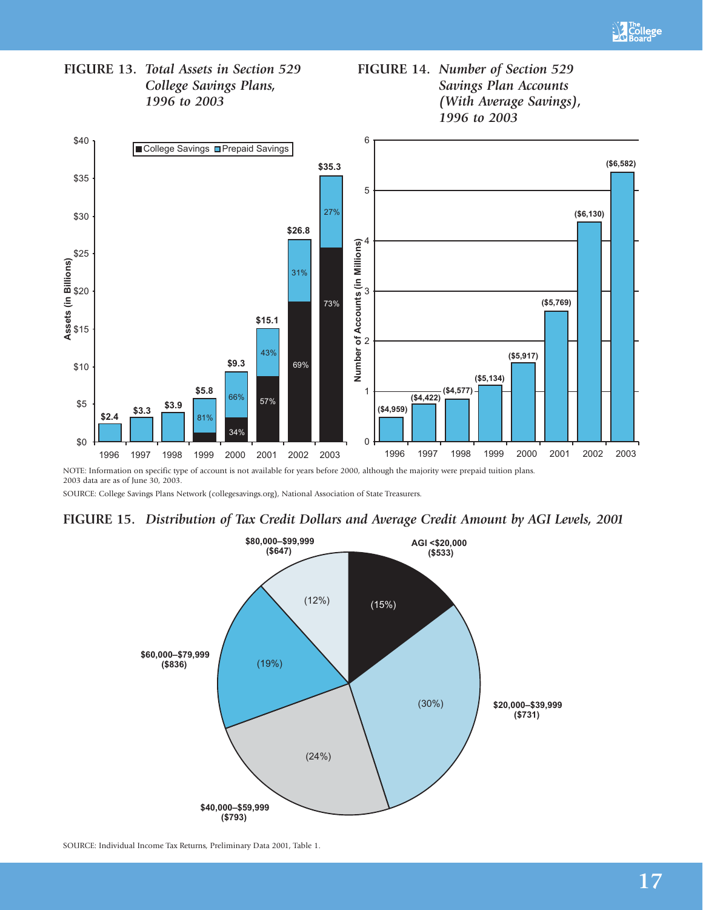**FIGURE 13.** *Total Assets in Section 529 College Savings Plans, 1996 to 2003*

| Year | Total Assets (in Billions) | College Savings | Prepaid Savings |
|---|---|---|---|
| 1996 | $2.4 | | |
| 1997 | $3.3 | | |
| 1998 | $3.9 | | |
| 1999 | $5.8 | | 81% |
| 2000 | $9.3 | 34% | 66% |
| 2001 | $15.1 | 57% | 43% |
| 2002 | $26.8 | 69% | 31% |
| 2003 | $35.3 | 73% | 27% |

**FIGURE 14.** *Number of Section 529 Savings Plan Accounts (With Average Savings), 1996 to 2003*

| Year | Average Savings |
|---|---|
| 1996 | ($4,959) |
| 1997 | ($4,422) |
| 1998 | ($4,577) |
| 1999 | ($5,134) |
| 2000 | ($5,917) |
| 2001 | ($5,769) |
| 2002 | ($6,130) |
| 2003 | ($6,582) |

NOTE: Information on specific type of account is not available for years before 2000, although the majority were prepaid tuition plans.
2003 data are as of June 30, 2003.

SOURCE: College Savings Plans Network (collegesavings.org), National Association of State Treasurers.

**FIGURE 15.** *Distribution of Tax Credit Dollars and Average Credit Amount by AGI Levels, 2001*

| AGI Level | Share of Tax Credit Dollars | Average Credit |
|---|---|---|
| AGI <$20,000 | (15%) | ($533) |
| $20,000–$39,999 | (30%) | ($731) |
| $40,000–$59,999 | (24%) | ($793) |
| $60,000–$79,999 | (19%) | ($836) |
| $80,000–$99,999 | (12%) | ($647) |

SOURCE: Individual Income Tax Returns, Preliminary Data 2001, Table 1.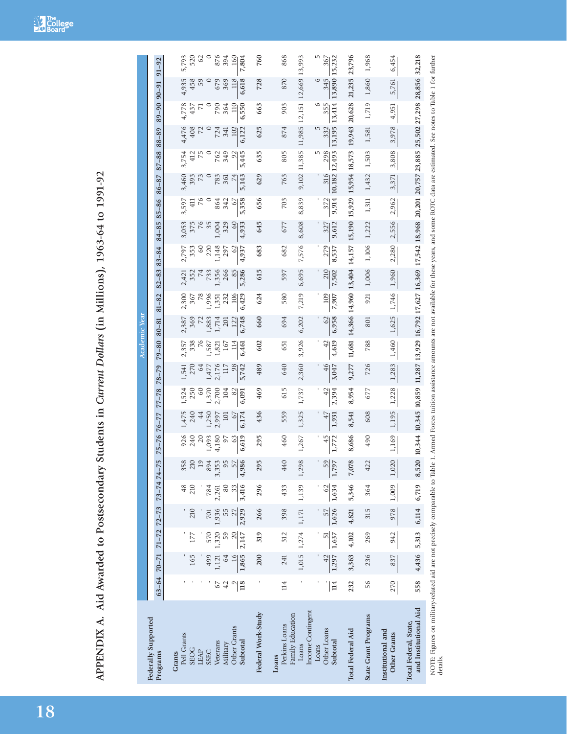# APPENDIX A. Aid Awarded to Postsecondary Students in *Current Dollars* (in Millions), 1963-64 to 1991-92

| Federally Supported Programs | Academic Year | | | | | | | | | | | | | | | | | | | | | | |
|---|---|---|---|---|---|---|---|---|---|---|---|---|---|---|---|---|---|---|---|---|---|---|---|
| | 63–64 | 70–71 | 71–72 | 72–73 | 73–74 | 74–75 | 75–76 | 76–77 | 77–78 | 78–79 | 79–80 | 80–81 | 81–82 | 82–83 | 83–84 | 84–85 | 85–86 | 86–87 | 87–88 | 88–89 | 89–90 | 90–91 | 91–92 |
| **Grants** | | | | | | | | | | | | | | | | | | | | | | | |
| Pell Grants | - | - | - | - | 48 | 358 | 926 | 1,475 | 1,524 | 1,541 | 2,357 | 2,387 | 2,300 | 2,421 | 2,797 | 3,053 | 3,597 | 3,460 | 3,754 | 4,476 | 4,778 | 4,935 | 5,793 |
| SEOG | - | 165 | 177 | 210 | 210 | 210 | 240 | 240 | 250 | 270 | 338 | 369 | 367 | 352 | 353 | 375 | 411 | 393 | 412 | 408 | 437 | 458 | 520 |
| LEAP | - | - | - | - | - | 19 | 20 | 44 | 60 | 64 | 76 | 72 | 78 | 74 | 60 | 76 | 76 | 73 | 75 | 72 | 71 | 59 | 62 |
| SSEC | - | 499 | 570 | 701 | 784 | 894 | 1,093 | 1,250 | 1,370 | 1,477 | 1,587 | 1,883 | 1,996 | 733 | 220 | 35 | 0 | 0 | 0 | 0 | 0 | 0 | 0 |
| Veterans | 67 | 1,121 | 1,320 | 1,936 | 2,261 | 3,353 | 4,180 | 2,997 | 2,700 | 2,176 | 1,821 | 1,714 | 1,351 | 1,356 | 1,148 | 1,004 | 864 | 783 | 762 | 724 | 790 | 679 | 876 |
| Military | 42 | 64 | 59 | 55 | 80 | 95 | 97 | 101 | 104 | 117 | 167 | 201 | 232 | 266 | 297 | 329 | 342 | 361 | 349 | 341 | 364 | 369 | 394 |
| Other Grants | 9 | 16 | 20 | 27 | 33 | 57 | 63 | 67 | 82 | 98 | 114 | 122 | 106 | 85 | 62 | 60 | 67 | 74 | 92 | 102 | 110 | 118 | 160 |
| **Subtotal** | 118 | 1,865 | 2,147 | 2,929 | 3,416 | 4,986 | 6,619 | 6,174 | 6,091 | 5,742 | 6,461 | 6,748 | 6,429 | 5,286 | 4,937 | 4,933 | 5,358 | 5,143 | 5,445 | 6,122 | 6,550 | 6,618 | 7,804 |
| **Federal Work-Study** | - | 200 | 319 | 266 | 296 | 295 | 295 | 436 | 469 | 489 | 602 | 660 | 624 | 615 | 683 | 645 | 656 | 629 | 635 | 625 | 663 | 728 | 760 |
| **Loans** | | | | | | | | | | | | | | | | | | | | | | | |
| Perkins Loans | 114 | 241 | 312 | 398 | 433 | 440 | 460 | 559 | 615 | 640 | 651 | 694 | 580 | 597 | 682 | 677 | 703 | 763 | 805 | 874 | 903 | 870 | 868 |
| Family Education Loans | - | 1,015 | 1,274 | 1,171 | 1,139 | 1,298 | 1,267 | 1,325 | 1,737 | 2,360 | 3,926 | 6,202 | 7,219 | 6,695 | 7,576 | 8,608 | 8,839 | 9,102 | 11,385 | 11,985 | 12,151 | 12,669 | 13,993 |
| Income Contingent Loans | - | - | - | - | - | - | - | - | - | - | - | - | - | - | - | - | - | - | 5 | 5 | 6 | 6 | 5 |
| Other Loans | - | 42 | 51 | 57 | 62 | 59 | 45 | 47 | 42 | 46 | 42 | 62 | 109 | 210 | 279 | 327 | 372 | 316 | 298 | 332 | 355 | 345 | 367 |
| **Subtotal** | 114 | 1,297 | 1,637 | 1,626 | 1,634 | 1,797 | 1,772 | 1,931 | 2,394 | 3,047 | 4,619 | 6,958 | 7,907 | 7,502 | 8,537 | 9,612 | 9,914 | 10,182 | 12,493 | 13,195 | 13,414 | 13,890 | 15,232 |
| **Total Federal Aid** | 232 | 3,363 | 4,102 | 4,821 | 5,346 | 7,078 | 8,686 | 8,541 | 8,954 | 9,277 | 11,681 | 14,366 | 14,960 | 13,404 | 14,157 | 15,190 | 15,929 | 15,954 | 18,573 | 19,943 | 20,628 | 21,235 | 23,796 |
| **State Grant Programs** | 56 | 236 | 269 | 315 | 364 | 422 | 490 | 608 | 677 | 726 | 788 | 801 | 921 | 1,006 | 1,106 | 1,222 | 1,311 | 1,432 | 1,503 | 1,581 | 1,719 | 1,860 | 1,968 |
| **Institutional and Other Grants** | 270 | 837 | 942 | 978 | 1,009 | 1,020 | 1,169 | 1,195 | 1,228 | 1,283 | 1,460 | 1,625 | 1,746 | 1,960 | 2,280 | 2,556 | 2,962 | 3,371 | 3,808 | 3,978 | 4,951 | 5,761 | 6,454 |
| **Total Federal, State, and Institutional Aid** | 558 | 4,436 | 5,313 | 6,114 | 6,719 | 8,520 | 10,344 | 10,345 | 10,859 | 11,287 | 13,929 | 16,792 | 17,627 | 16,369 | 17,542 | 18,968 | 20,201 | 20,757 | 23,885 | 25,502 | 27,298 | 28,856 | 32,218 |

NOTE: Figures on military-related aid are not precisely comparable to Table 1. Armed Forces tuition assistance amounts are not available for these years, and some ROTC data are estimated. See notes to Table 1 for further details.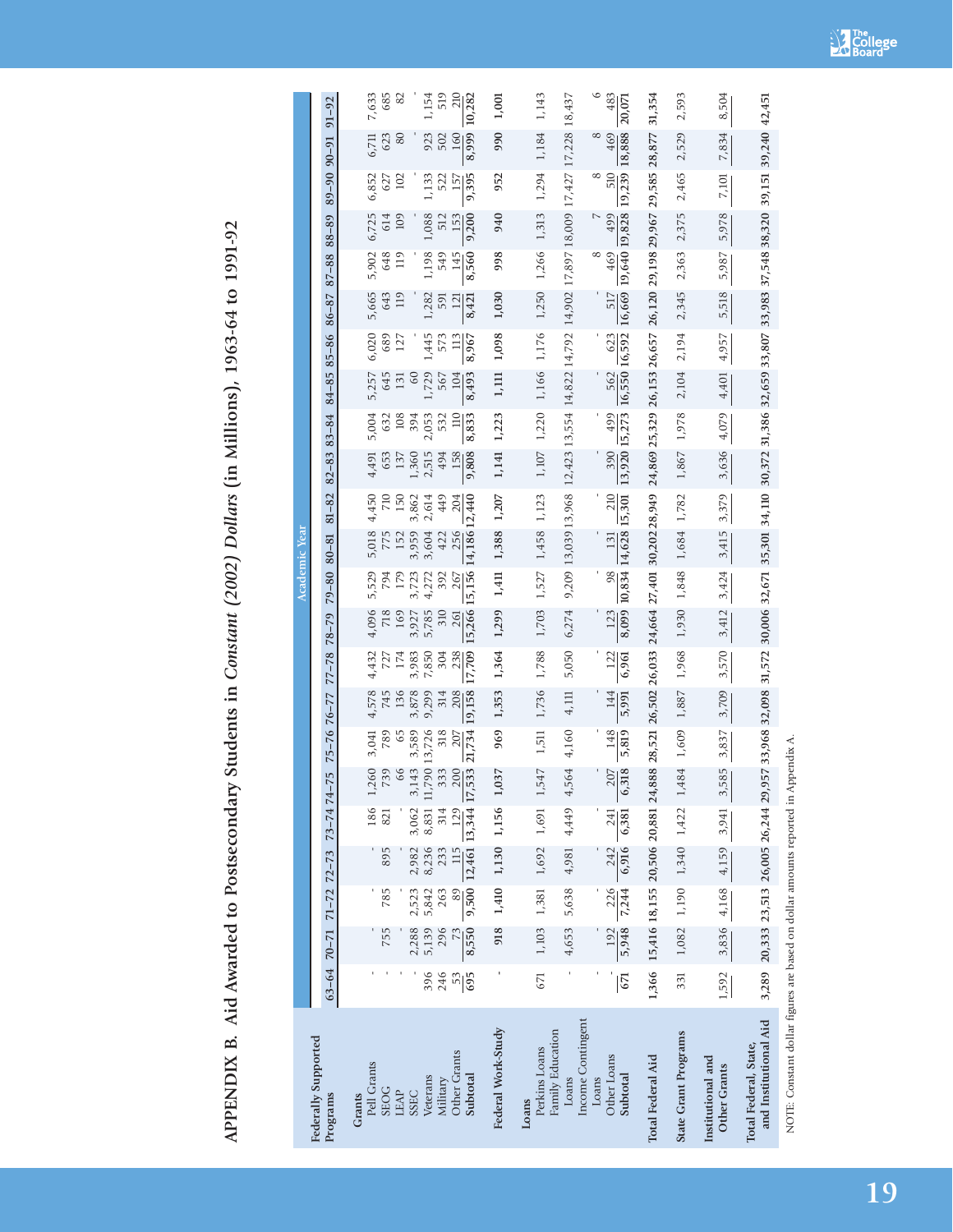# APPENDIX B. Aid Awarded to Postsecondary Students in *Constant (2002) Dollars* (in Millions), 1963-64 to 1991-92

| Federally Supported Programs | Academic Year | | | | | | | | | | | | | | | | | | | | | | |
|---|---|---|---|---|---|---|---|---|---|---|---|---|---|---|---|---|---|---|---|---|---|---|---|
| | 63–64 | 70–71 | 71–72 | 72–73 | 73–74 | 74–75 | 75–76 | 76–77 | 77–78 | 78–79 | 79–80 | 80–81 | 81–82 | 82–83 | 83–84 | 84–85 | 85–86 | 86–87 | 87–88 | 88–89 | 89–90 | 90–91 | 91–92 |
| **Grants** | | | | | | | | | | | | | | | | | | | | | | | |
| Pell Grants | - | - | - | - | 186 | 1,260 | 3,041 | 4,578 | 4,432 | 4,096 | 5,529 | 5,018 | 4,450 | 4,491 | 5,004 | 5,257 | 6,020 | 5,665 | 5,902 | 6,725 | 6,852 | 6,711 | 7,633 |
| SEOG | - | 755 | 785 | 895 | 821 | 739 | 789 | 745 | 727 | 718 | 794 | 775 | 710 | 653 | 632 | 645 | 689 | 643 | 648 | 614 | 627 | 623 | 685 |
| LEAP | - | - | - | - | - | 66 | 65 | 136 | 174 | 169 | 179 | 152 | 150 | 137 | 108 | 131 | 127 | 119 | 119 | 109 | 102 | 80 | 82 |
| SSEC | - | 2,288 | 2,523 | 2,982 | 3,062 | 3,143 | 3,589 | 3,878 | 3,983 | 3,927 | 3,723 | 3,959 | 3,862 | 1,360 | 394 | 60 | - | - | - | - | - | - | - |
| Veterans | 396 | 5,139 | 5,842 | 8,236 | 8,831 | 11,790 | 13,726 | 9,299 | 7,850 | 5,785 | 4,272 | 3,604 | 2,614 | 2,515 | 2,053 | 1,729 | 1,445 | 1,282 | 1,198 | 1,088 | 1,133 | 923 | 1,154 |
| Military | 246 | 296 | 263 | 233 | 314 | 333 | 318 | 314 | 304 | 310 | 392 | 422 | 449 | 494 | 532 | 567 | 573 | 591 | 549 | 512 | 522 | 502 | 519 |
| Other Grants | 53 | 73 | 89 | 115 | 129 | 200 | 207 | 208 | 238 | 261 | 267 | 256 | 204 | 158 | 110 | 104 | 113 | 121 | 145 | 153 | 157 | 160 | 210 |
| **Subtotal** | 695 | 8,550 | 9,500 | 12,461 | 13,344 | 17,533 | 21,734 | 19,158 | 17,709 | 15,266 | 15,156 | 14,186 | 12,440 | 9,808 | 8,833 | 8,493 | 8,967 | 8,421 | 8,560 | 9,200 | 9,395 | 8,999 | 10,282 |
| **Federal Work-Study** | - | 918 | 1,410 | 1,130 | 1,156 | 1,037 | 969 | 1,353 | 1,364 | 1,299 | 1,411 | 1,388 | 1,207 | 1,141 | 1,223 | 1,111 | 1,098 | 1,030 | 998 | 940 | 952 | 990 | 1,001 |
| **Loans** | | | | | | | | | | | | | | | | | | | | | | | |
| Perkins Loans | 671 | 1,103 | 1,381 | 1,692 | 1,691 | 1,547 | 1,511 | 1,736 | 1,788 | 1,703 | 1,527 | 1,458 | 1,123 | 1,107 | 1,220 | 1,166 | 1,176 | 1,250 | 1,266 | 1,313 | 1,294 | 1,184 | 1,143 |
| Family Education Loans | - | 4,653 | 5,638 | 4,981 | 4,449 | 4,564 | 4,160 | 4,111 | 5,050 | 6,274 | 9,209 | 13,039 | 13,968 | 12,423 | 13,554 | 14,822 | 14,792 | 14,902 | 17,897 | 18,009 | 17,427 | 17,228 | 18,437 |
| Income Contingent Loans | - | - | - | - | - | - | - | - | - | - | - | - | - | - | - | - | - | - | 8 | 7 | 8 | 8 | 6 |
| Other Loans | - | 192 | 226 | 242 | 241 | 207 | 148 | 144 | 122 | 123 | 98 | 131 | 210 | 390 | 499 | 562 | 623 | 517 | 469 | 499 | 510 | 469 | 483 |
| **Subtotal** | 671 | 5,948 | 7,244 | 6,916 | 6,381 | 6,318 | 5,819 | 5,991 | 6,961 | 8,099 | 10,834 | 14,628 | 15,301 | 13,920 | 15,273 | 16,550 | 16,592 | 16,669 | 19,640 | 19,828 | 19,239 | 18,888 | 20,071 |
| **Total Federal Aid** | 1,366 | 15,416 | 18,155 | 20,506 | 20,881 | 24,888 | 28,521 | 26,502 | 26,033 | 24,664 | 27,401 | 30,202 | 28,949 | 24,869 | 25,329 | 26,153 | 26,657 | 26,120 | 29,198 | 29,967 | 29,585 | 28,877 | 31,354 |
| **State Grant Programs** | 331 | 1,082 | 1,190 | 1,340 | 1,422 | 1,484 | 1,609 | 1,887 | 1,968 | 1,930 | 1,848 | 1,684 | 1,782 | 1,867 | 1,978 | 2,104 | 2,194 | 2,345 | 2,363 | 2,375 | 2,465 | 2,529 | 2,593 |
| **Institutional and Other Grants** | 1,592 | 3,836 | 4,168 | 4,159 | 3,941 | 3,585 | 3,837 | 3,709 | 3,570 | 3,412 | 3,424 | 3,415 | 3,379 | 3,636 | 4,079 | 4,401 | 4,957 | 5,518 | 5,987 | 5,978 | 7,101 | 7,834 | 8,504 |
| **Total Federal, State, and Institutional Aid** | 3,289 | 20,333 | 23,513 | 26,005 | 26,244 | 29,957 | 33,968 | 32,098 | 31,572 | 30,006 | 32,671 | 35,301 | 34,110 | 30,372 | 31,386 | 32,659 | 33,807 | 33,983 | 37,548 | 38,320 | 39,151 | 39,240 | 42,451 |

NOTE: Constant dollar figures are based on dollar amounts reported in Appendix A.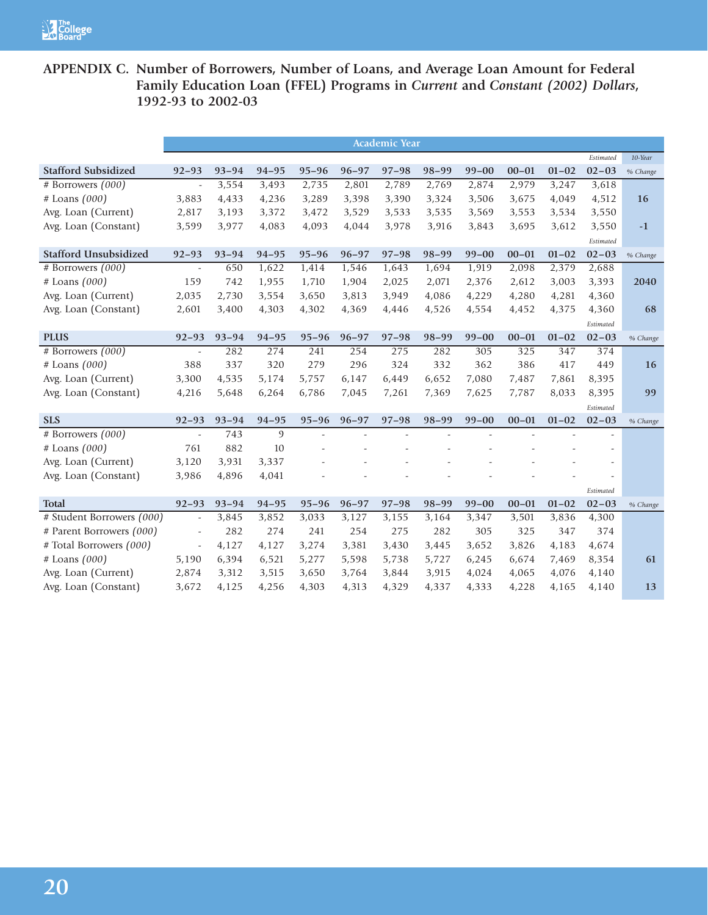## APPENDIX C. Number of Borrowers, Number of Loans, and Average Loan Amount for Federal Family Education Loan (FFEL) Programs in *Current* and *Constant (2002) Dollars*, 1992-93 to 2002-03

| | Academic Year | | | | | | | | | | | |
|---|---|---|---|---|---|---|---|---|---|---|---|---|
| | | | | | | | | | | | *Estimated* | *10-Year* |
| **Stafford Subsidized** | **92–93** | **93–94** | **94–95** | **95–96** | **96–97** | **97–98** | **98–99** | **99–00** | **00–01** | **01–02** | **02–03** | *% Change* |
| # Borrowers *(000)* | - | 3,554 | 3,493 | 2,735 | 2,801 | 2,789 | 2,769 | 2,874 | 2,979 | 3,247 | 3,618 | |
| # Loans *(000)* | 3,883 | 4,433 | 4,236 | 3,289 | 3,398 | 3,390 | 3,324 | 3,506 | 3,675 | 4,049 | 4,512 | **16** |
| Avg. Loan (Current) | 2,817 | 3,193 | 3,372 | 3,472 | 3,529 | 3,533 | 3,535 | 3,569 | 3,553 | 3,534 | 3,550 | |
| Avg. Loan (Constant) | 3,599 | 3,977 | 4,083 | 4,093 | 4,044 | 3,978 | 3,916 | 3,843 | 3,695 | 3,612 | 3,550 | **-1** |
| | | | | | | | | | | | *Estimated* | |
| **Stafford Unsubsidized** | **92–93** | **93–94** | **94–95** | **95–96** | **96–97** | **97–98** | **98–99** | **99–00** | **00–01** | **01–02** | **02–03** | *% Change* |
| # Borrowers *(000)* | - | 650 | 1,622 | 1,414 | 1,546 | 1,643 | 1,694 | 1,919 | 2,098 | 2,379 | 2,688 | |
| # Loans *(000)* | 159 | 742 | 1,955 | 1,710 | 1,904 | 2,025 | 2,071 | 2,376 | 2,612 | 3,003 | 3,393 | **2040** |
| Avg. Loan (Current) | 2,035 | 2,730 | 3,554 | 3,650 | 3,813 | 3,949 | 4,086 | 4,229 | 4,280 | 4,281 | 4,360 | |
| Avg. Loan (Constant) | 2,601 | 3,400 | 4,303 | 4,302 | 4,369 | 4,446 | 4,526 | 4,554 | 4,452 | 4,375 | 4,360 | **68** |
| | | | | | | | | | | | *Estimated* | |
| **PLUS** | **92–93** | **93–94** | **94–95** | **95–96** | **96–97** | **97–98** | **98–99** | **99–00** | **00–01** | **01–02** | **02–03** | *% Change* |
| # Borrowers *(000)* | - | 282 | 274 | 241 | 254 | 275 | 282 | 305 | 325 | 347 | 374 | |
| # Loans *(000)* | 388 | 337 | 320 | 279 | 296 | 324 | 332 | 362 | 386 | 417 | 449 | **16** |
| Avg. Loan (Current) | 3,300 | 4,535 | 5,174 | 5,757 | 6,147 | 6,449 | 6,652 | 7,080 | 7,487 | 7,861 | 8,395 | |
| Avg. Loan (Constant) | 4,216 | 5,648 | 6,264 | 6,786 | 7,045 | 7,261 | 7,369 | 7,625 | 7,787 | 8,033 | 8,395 | **99** |
| | | | | | | | | | | | *Estimated* | |
| **SLS** | **92–93** | **93–94** | **94–95** | **95–96** | **96–97** | **97–98** | **98–99** | **99–00** | **00–01** | **01–02** | **02–03** | *% Change* |
| # Borrowers *(000)* | - | 743 | 9 | - | - | - | - | - | - | - | - | |
| # Loans *(000)* | 761 | 882 | 10 | - | - | - | - | - | - | - | - | |
| Avg. Loan (Current) | 3,120 | 3,931 | 3,337 | - | - | - | - | - | - | - | - | |
| Avg. Loan (Constant) | 3,986 | 4,896 | 4,041 | - | - | - | - | - | - | - | - | |
| | | | | | | | | | | | *Estimated* | |
| **Total** | **92–93** | **93–94** | **94–95** | **95–96** | **96–97** | **97–98** | **98–99** | **99–00** | **00–01** | **01–02** | **02–03** | *% Change* |
| # Student Borrowers *(000)* | - | 3,845 | 3,852 | 3,033 | 3,127 | 3,155 | 3,164 | 3,347 | 3,501 | 3,836 | 4,300 | |
| # Parent Borrowers *(000)* | - | 282 | 274 | 241 | 254 | 275 | 282 | 305 | 325 | 347 | 374 | |
| # Total Borrowers *(000)* | - | 4,127 | 4,127 | 3,274 | 3,381 | 3,430 | 3,445 | 3,652 | 3,826 | 4,183 | 4,674 | |
| # Loans *(000)* | 5,190 | 6,394 | 6,521 | 5,277 | 5,598 | 5,738 | 5,727 | 6,245 | 6,674 | 7,469 | 8,354 | **61** |
| Avg. Loan (Current) | 2,874 | 3,312 | 3,515 | 3,650 | 3,764 | 3,844 | 3,915 | 4,024 | 4,065 | 4,076 | 4,140 | |
| Avg. Loan (Constant) | 3,672 | 4,125 | 4,256 | 4,303 | 4,313 | 4,329 | 4,337 | 4,333 | 4,228 | 4,165 | 4,140 | **13** |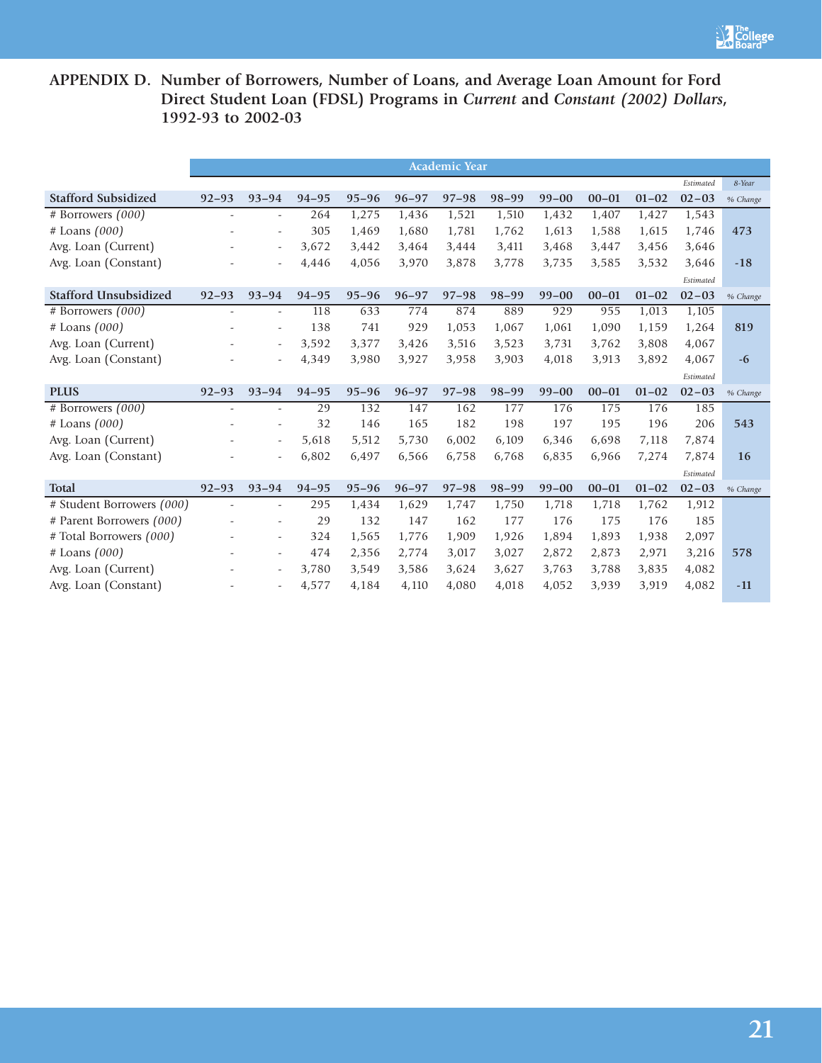## APPENDIX D. Number of Borrowers, Number of Loans, and Average Loan Amount for Ford Direct Student Loan (FDSL) Programs in *Current* and *Constant (2002) Dollars*, 1992-93 to 2002-03

| | Academic Year | | | | | | | | | | | |
|---|---|---|---|---|---|---|---|---|---|---|---|---|
| | | | | | | | | | | | *Estimated* | *8-Year* |
| **Stafford Subsidized** | **92–93** | **93–94** | **94–95** | **95–96** | **96–97** | **97–98** | **98–99** | **99–00** | **00–01** | **01–02** | **02–03** | *% Change* |
| # Borrowers *(000)* | - | - | 264 | 1,275 | 1,436 | 1,521 | 1,510 | 1,432 | 1,407 | 1,427 | 1,543 | |
| # Loans *(000)* | - | - | 305 | 1,469 | 1,680 | 1,781 | 1,762 | 1,613 | 1,588 | 1,615 | 1,746 | **473** |
| Avg. Loan (Current) | - | - | 3,672 | 3,442 | 3,464 | 3,444 | 3,411 | 3,468 | 3,447 | 3,456 | 3,646 | |
| Avg. Loan (Constant) | - | - | 4,446 | 4,056 | 3,970 | 3,878 | 3,778 | 3,735 | 3,585 | 3,532 | 3,646 | **-18** |
| | | | | | | | | | | | *Estimated* | |
| **Stafford Unsubsidized** | **92–93** | **93–94** | **94–95** | **95–96** | **96–97** | **97–98** | **98–99** | **99–00** | **00–01** | **01–02** | **02–03** | *% Change* |
| # Borrowers *(000)* | - | - | 118 | 633 | 774 | 874 | 889 | 929 | 955 | 1,013 | 1,105 | |
| # Loans *(000)* | - | - | 138 | 741 | 929 | 1,053 | 1,067 | 1,061 | 1,090 | 1,159 | 1,264 | **819** |
| Avg. Loan (Current) | - | - | 3,592 | 3,377 | 3,426 | 3,516 | 3,523 | 3,731 | 3,762 | 3,808 | 4,067 | |
| Avg. Loan (Constant) | - | - | 4,349 | 3,980 | 3,927 | 3,958 | 3,903 | 4,018 | 3,913 | 3,892 | 4,067 | **-6** |
| | | | | | | | | | | | *Estimated* | |
| **PLUS** | **92–93** | **93–94** | **94–95** | **95–96** | **96–97** | **97–98** | **98–99** | **99–00** | **00–01** | **01–02** | **02–03** | *% Change* |
| # Borrowers *(000)* | - | - | 29 | 132 | 147 | 162 | 177 | 176 | 175 | 176 | 185 | |
| # Loans *(000)* | - | - | 32 | 146 | 165 | 182 | 198 | 197 | 195 | 196 | 206 | **543** |
| Avg. Loan (Current) | - | - | 5,618 | 5,512 | 5,730 | 6,002 | 6,109 | 6,346 | 6,698 | 7,118 | 7,874 | |
| Avg. Loan (Constant) | - | - | 6,802 | 6,497 | 6,566 | 6,758 | 6,768 | 6,835 | 6,966 | 7,274 | 7,874 | **16** |
| | | | | | | | | | | | *Estimated* | |
| **Total** | **92–93** | **93–94** | **94–95** | **95–96** | **96–97** | **97–98** | **98–99** | **99–00** | **00–01** | **01–02** | **02–03** | *% Change* |
| # Student Borrowers *(000)* | - | - | 295 | 1,434 | 1,629 | 1,747 | 1,750 | 1,718 | 1,718 | 1,762 | 1,912 | |
| # Parent Borrowers *(000)* | - | - | 29 | 132 | 147 | 162 | 177 | 176 | 175 | 176 | 185 | |
| # Total Borrowers *(000)* | - | - | 324 | 1,565 | 1,776 | 1,909 | 1,926 | 1,894 | 1,893 | 1,938 | 2,097 | |
| # Loans *(000)* | - | - | 474 | 2,356 | 2,774 | 3,017 | 3,027 | 2,872 | 2,873 | 2,971 | 3,216 | **578** |
| Avg. Loan (Current) | - | - | 3,780 | 3,549 | 3,586 | 3,624 | 3,627 | 3,763 | 3,788 | 3,835 | 4,082 | |
| Avg. Loan (Constant) | - | - | 4,577 | 4,184 | 4,110 | 4,080 | 4,018 | 4,052 | 3,939 | 3,919 | 4,082 | **-11** |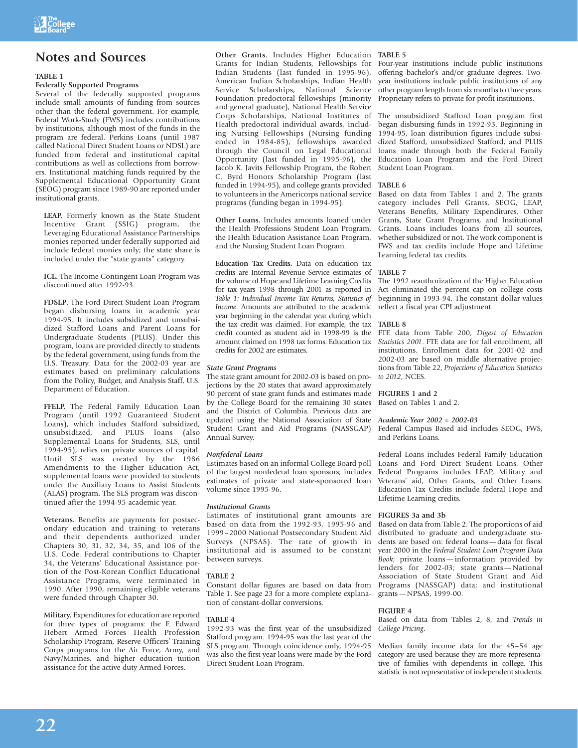# Notes and Sources

### TABLE 1

**Federally Supported Programs**

Several of the federally supported programs include small amounts of funding from sources other than the federal government. For example, Federal Work-Study (FWS) includes contributions by institutions, although most of the funds in the program are federal. Perkins Loans (until 1987 called National Direct Student Loans or NDSL) are funded from federal and institutional capital contributions as well as collections from borrowers. Institutional matching funds required by the Supplemental Educational Opportunity Grant (SEOG) program since 1989-90 are reported under institutional grants.

**LEAP.** Formerly known as the State Student Incentive Grant (SSIG) program, the Leveraging Educational Assistance Partnerships monies reported under federally supported aid include federal monies only; the state share is included under the "state grants" category.

**ICL.** The Income Contingent Loan Program was discontinued after 1992-93.

**FDSLP.** The Ford Direct Student Loan Program began disbursing loans in academic year 1994-95. It includes subsidized and unsubsidized Stafford Loans and Parent Loans for Undergraduate Students (PLUS). Under this program, loans are provided directly to students by the federal government, using funds from the U.S. Treasury. Data for the 2002-03 year are estimates based on preliminary calculations from the Policy, Budget, and Analysis Staff, U.S. Department of Education.

**FFELP.** The Federal Family Education Loan Program (until 1992 Guaranteed Student Loans), which includes Stafford subsidized, unsubsidized, and PLUS loans (also Supplemental Loans for Students, SLS, until 1994-95), relies on private sources of capital. Until SLS was created by the 1986 Amendments to the Higher Education Act, supplemental loans were provided to students under the Auxiliary Loans to Assist Students (ALAS) program. The SLS program was discontinued after the 1994-95 academic year.

**Veterans.** Benefits are payments for postsecondary education and training to veterans and their dependents authorized under Chapters 30, 31, 32, 34, 35, and 106 of the U.S. Code. Federal contributions to Chapter 34, the Veterans' Educational Assistance portion of the Post-Korean Conflict Educational Assistance Programs, were terminated in 1990. After 1990, remaining eligible veterans were funded through Chapter 30.

**Military.** Expenditures for education are reported for three types of programs: the F. Edward Hebert Armed Forces Health Profession Scholarship Program, Reserve Officers' Training Corps programs for the Air Force, Army, and Navy/Marines, and higher education tuition assistance for the active duty Armed Forces.

**Other Grants.** Includes Higher Education Grants for Indian Students, Fellowships for Indian Students (last funded in 1995-96), American Indian Scholarships, Indian Health Service Scholarships, National Science Foundation predoctoral fellowships (minority and general graduate), National Health Service Corps Scholarships, National Institutes of Health predoctoral individual awards, including Nursing Fellowships (Nursing funding ended in 1984-85), fellowships awarded through the Council on Legal Educational Opportunity (last funded in 1995-96), the Jacob K. Javits Fellowship Program, the Robert C. Byrd Honors Scholarship Program (last funded in 1994-95), and college grants provided to volunteers in the Americorps national service programs (funding began in 1994-95).

**Other Loans.** Includes amounts loaned under the Health Professions Student Loan Program, the Health Education Assistance Loan Program, and the Nursing Student Loan Program.

**Education Tax Credits.** Data on education tax credits are Internal Revenue Service estimates of the volume of Hope and Lifetime Learning Credits for tax years 1998 through 2001 as reported in *Table 1: Individual Income Tax Returns, Statistics of Income*. Amounts are attributed to the academic year beginning in the calendar year during which the tax credit was claimed. For example, the tax credit counted as student aid in 1998-99 is the amount claimed on 1998 tax forms. Education tax credits for 2002 are estimates.

***State Grant Programs***

The state grant amount for 2002-03 is based on projections by the 20 states that award approximately 90 percent of state grant funds and estimates made by the College Board for the remaining 30 states and the District of Columbia. Previous data are updated using the National Association of State Student Grant and Aid Programs (NASSGAP) Annual Survey.

***Nonfederal Loans***

Estimates based on an informal College Board poll of the largest nonfederal loan sponsors; includes estimates of private and state-sponsored loan volume since 1995-96.

***Institutional Grants***

Estimates of institutional grant amounts are based on data from the 1992-93, 1995-96 and 1999–2000 National Postsecondary Student Aid Surveys (NPSAS). The rate of growth in institutional aid is assumed to be constant between surveys.

### TABLE 2

Constant dollar figures are based on data from Table 1. See page 23 for a more complete explanation of constant-dollar conversions.

### TABLE 4

1992-93 was the first year of the unsubsidized Stafford program. 1994-95 was the last year of the SLS program. Through coincidence only, 1994-95 was also the first year loans were made by the Ford Direct Student Loan Program.

### TABLE 5

Four-year institutions include public institutions offering bachelor's and/or graduate degrees. Two-year institutions include public institutions of any other program length from six months to three years. Proprietary refers to private for-profit institutions.

The unsubsidized Stafford Loan program first began disbursing funds in 1992-93. Beginning in 1994-95, loan distribution figures include subsidized Stafford, unsubsidized Stafford, and PLUS loans made through both the Federal Family Education Loan Program and the Ford Direct Student Loan Program.

### TABLE 6

Based on data from Tables 1 and 2. The grants category includes Pell Grants, SEOG, LEAP, Veterans Benefits, Military Expenditures, Other Grants, State Grant Programs, and Institutional Grants. Loans includes loans from all sources, whether subsidized or not. The work component is FWS and tax credits include Hope and Lifetime Learning federal tax credits.

### TABLE 7

The 1992 reauthorization of the Higher Education Act eliminated the percent cap on college costs beginning in 1993-94. The constant dollar values reflect a fiscal year CPI adjustment.

### TABLE 8

FTE data from Table 200, *Digest of Education Statistics 2001*. FTE data are for fall enrollment, all institutions. Enrollment data for 2001-02 and 2002-03 are based on middle alternative projections from Table 22, *Projections of Education Statistics to 2012*, NCES.

### FIGURES 1 and 2

Based on Tables 1 and 2.

***Academic Year 2002 = 2002-03***

Federal Campus Based aid includes SEOG, FWS, and Perkins Loans.

Federal Loans includes Federal Family Education Loans and Ford Direct Student Loans. Other Federal Programs includes LEAP, Military and Veterans' aid, Other Grants, and Other Loans. Education Tax Credits include federal Hope and Lifetime Learning credits.

### FIGURES 3a and 3b

Based on data from Table 2. The proportions of aid distributed to graduate and undergraduate students are based on: federal loans—data for fiscal year 2000 in the *Federal Student Loan Program Data Book*; private loans—information provided by lenders for 2002-03; state grants—National Association of State Student Grant and Aid Programs (NASSGAP) data; and institutional grants—NPSAS, 1999-00.

### FIGURE 4

Based on data from Tables 2, 8, and *Trends in College Pricing*.

Median family income data for the 45–54 age category are used because they are more representative of families with dependents in college. This statistic is not representative of independent students.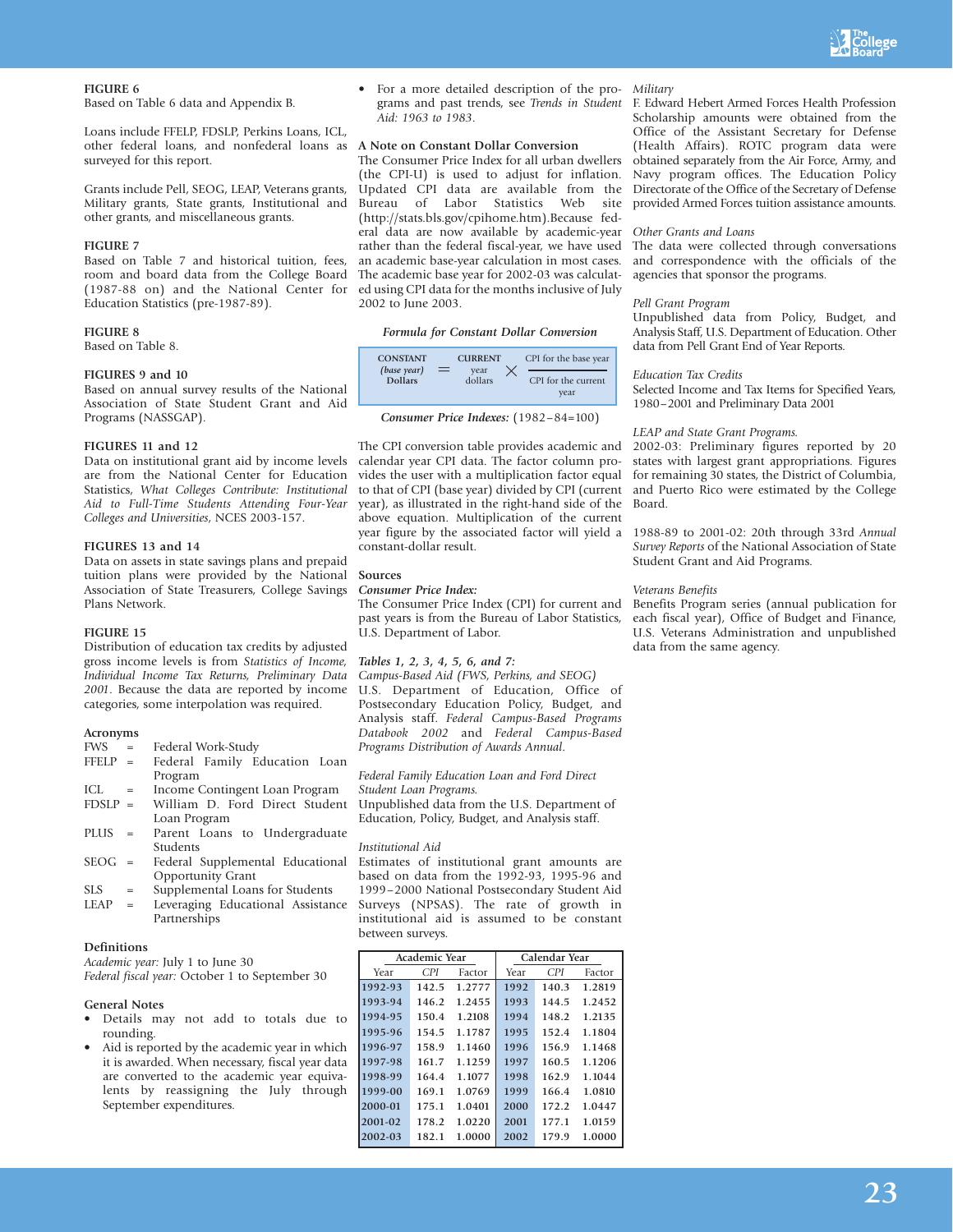**FIGURE 6**
Based on Table 6 data and Appendix B.

Loans include FFELP, FDSLP, Perkins Loans, ICL, other federal loans, and nonfederal loans as surveyed for this report.

Grants include Pell, SEOG, LEAP, Veterans grants, Military grants, State grants, Institutional and other grants, and miscellaneous grants.

**FIGURE 7**
Based on Table 7 and historical tuition, fees, room and board data from the College Board (1987-88 on) and the National Center for Education Statistics (pre-1987-89).

**FIGURE 8**
Based on Table 8.

**FIGURES 9 and 10**
Based on annual survey results of the National Association of State Student Grant and Aid Programs (NASSGAP).

**FIGURES 11 and 12**
Data on institutional grant aid by income levels are from the National Center for Education Statistics, *What Colleges Contribute: Institutional Aid to Full-Time Students Attending Four-Year Colleges and Universities*, NCES 2003-157.

**FIGURES 13 and 14**
Data on assets in state savings plans and prepaid tuition plans were provided by the National Association of State Treasurers, College Savings Plans Network.

**FIGURE 15**
Distribution of education tax credits by adjusted gross income levels is from *Statistics of Income, Individual Income Tax Returns, Preliminary Data 2001*. Because the data are reported by income categories, some interpolation was required.

**Acronyms**

FWS = Federal Work-Study
FFELP = Federal Family Education Loan Program
ICL = Income Contingent Loan Program
FDSLP = William D. Ford Direct Student Loan Program
PLUS = Parent Loans to Undergraduate Students
SEOG = Federal Supplemental Educational Opportunity Grant
SLS = Supplemental Loans for Students
LEAP = Leveraging Educational Assistance Partnerships

**Definitions**

*Academic year:* July 1 to June 30
*Federal fiscal year:* October 1 to September 30

**General Notes**

- Details may not add to totals due to rounding.
- Aid is reported by the academic year in which it is awarded. When necessary, fiscal year data are converted to the academic year equivalents by reassigning the July through September expenditures.
- For a more detailed description of the programs and past trends, see *Trends in Student Aid: 1963 to 1983*.

**A Note on Constant Dollar Conversion**

The Consumer Price Index for all urban dwellers (the CPI-U) is used to adjust for inflation. Updated CPI data are available from the Bureau of Labor Statistics Web site (http://stats.bls.gov/cpihome.htm).Because federal data are now available by academic-year rather than the federal fiscal-year, we have used an academic base-year calculation in most cases. The academic base year for 2002-03 was calculated using CPI data for the months inclusive of July 2002 to June 2003.

*Formula for Constant Dollar Conversion*

$$\text{CONSTANT } (\textit{base year}) \text{ Dollars} = \text{CURRENT year dollars} \times \frac{\text{CPI for the base year}}{\text{CPI for the current year}}$$

*Consumer Price Indexes:* (1982–84=100)

The CPI conversion table provides academic and calendar year CPI data. The factor column provides the user with a multiplication factor equal to that of CPI (base year) divided by CPI (current year), as illustrated in the right-hand side of the above equation. Multiplication of the current year figure by the associated factor will yield a constant-dollar result.

**Sources**

***Consumer Price Index:***
The Consumer Price Index (CPI) for current and past years is from the Bureau of Labor Statistics, U.S. Department of Labor.

***Tables 1, 2, 3, 4, 5, 6, and 7:***
*Campus-Based Aid (FWS, Perkins, and SEOG)*
U.S. Department of Education, Office of Postsecondary Education Policy, Budget, and Analysis staff. *Federal Campus-Based Programs Databook 2002* and *Federal Campus-Based Programs Distribution of Awards Annual*.

*Federal Family Education Loan and Ford Direct Student Loan Programs.*
Unpublished data from the U.S. Department of Education, Policy, Budget, and Analysis staff.

*Institutional Aid*
Estimates of institutional grant amounts are based on data from the 1992-93, 1995-96 and 1999–2000 National Postsecondary Student Aid Surveys (NPSAS). The rate of growth in institutional aid is assumed to be constant between surveys.

| Academic Year | | | Calendar Year | | |
|---|---|---|---|---|---|
| Year | CPI | Factor | Year | CPI | Factor |
| 1992-93 | 142.5 | 1.2777 | 1992 | 140.3 | 1.2819 |
| 1993-94 | 146.2 | 1.2455 | 1993 | 144.5 | 1.2452 |
| 1994-95 | 150.4 | 1.2108 | 1994 | 148.2 | 1.2135 |
| 1995-96 | 154.5 | 1.1787 | 1995 | 152.4 | 1.1804 |
| 1996-97 | 158.9 | 1.1460 | 1996 | 156.9 | 1.1468 |
| 1997-98 | 161.7 | 1.1259 | 1997 | 160.5 | 1.1206 |
| 1998-99 | 164.4 | 1.1077 | 1998 | 162.9 | 1.1044 |
| 1999-00 | 169.1 | 1.0769 | 1999 | 166.4 | 1.0810 |
| 2000-01 | 175.1 | 1.0401 | 2000 | 172.2 | 1.0447 |
| 2001-02 | 178.2 | 1.0220 | 2001 | 177.1 | 1.0159 |
| 2002-03 | 182.1 | 1.0000 | 2002 | 179.9 | 1.0000 |

*Military*
F. Edward Hebert Armed Forces Health Profession Scholarship amounts were obtained from the Office of the Assistant Secretary for Defense (Health Affairs). ROTC program data were obtained separately from the Air Force, Army, and Navy program offices. The Education Policy Directorate of the Office of the Secretary of Defense provided Armed Forces tuition assistance amounts.

*Other Grants and Loans*
The data were collected through conversations and correspondence with the officials of the agencies that sponsor the programs.

*Pell Grant Program*
Unpublished data from Policy, Budget, and Analysis Staff, U.S. Department of Education. Other data from Pell Grant End of Year Reports.

*Education Tax Credits*
Selected Income and Tax Items for Specified Years, 1980–2001 and Preliminary Data 2001

*LEAP and State Grant Programs.*
2002-03: Preliminary figures reported by 20 states with largest grant appropriations. Figures for remaining 30 states, the District of Columbia, and Puerto Rico were estimated by the College Board.

1988-89 to 2001-02: 20th through 33rd *Annual Survey Reports* of the National Association of State Student Grant and Aid Programs.

*Veterans Benefits*
Benefits Program series (annual publication for each fiscal year), Office of Budget and Finance, U.S. Veterans Administration and unpublished data from the same agency.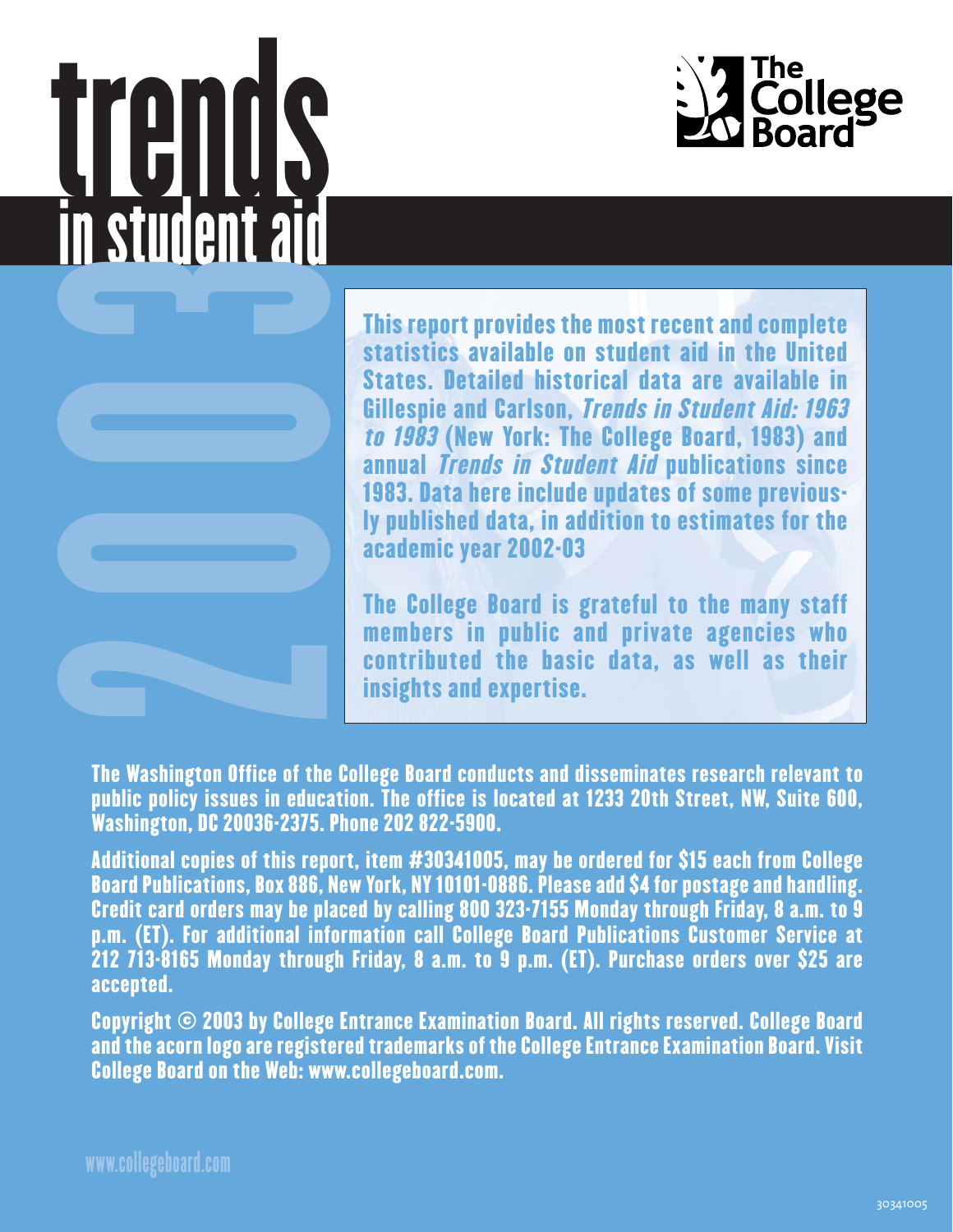# trends in student aid 2003

The College Board

This report provides the most recent and complete statistics available on student aid in the United States. Detailed historical data are available in Gillespie and Carlson, *Trends in Student Aid: 1963 to 1983* (New York: The College Board, 1983) and annual *Trends in Student Aid* publications since 1983. Data here include updates of some previously published data, in addition to estimates for the academic year 2002-03

The College Board is grateful to the many staff members in public and private agencies who contributed the basic data, as well as their insights and expertise.

The Washington Office of the College Board conducts and disseminates research relevant to public policy issues in education. The office is located at 1233 20th Street, NW, Suite 600, Washington, DC 20036-2375. Phone 202 822-5900.

Additional copies of this report, item #30341005, may be ordered for $15 each from College Board Publications, Box 886, New York, NY 10101-0886. Please add $4 for postage and handling. Credit card orders may be placed by calling 800 323-7155 Monday through Friday, 8 a.m. to 9 p.m. (ET). For additional information call College Board Publications Customer Service at 212 713-8165 Monday through Friday, 8 a.m. to 9 p.m. (ET). Purchase orders over $25 are accepted.

Copyright © 2003 by College Entrance Examination Board. All rights reserved. College Board and the acorn logo are registered trademarks of the College Entrance Examination Board. Visit College Board on the Web: www.collegeboard.com.

www.collegeboard.com

30341005